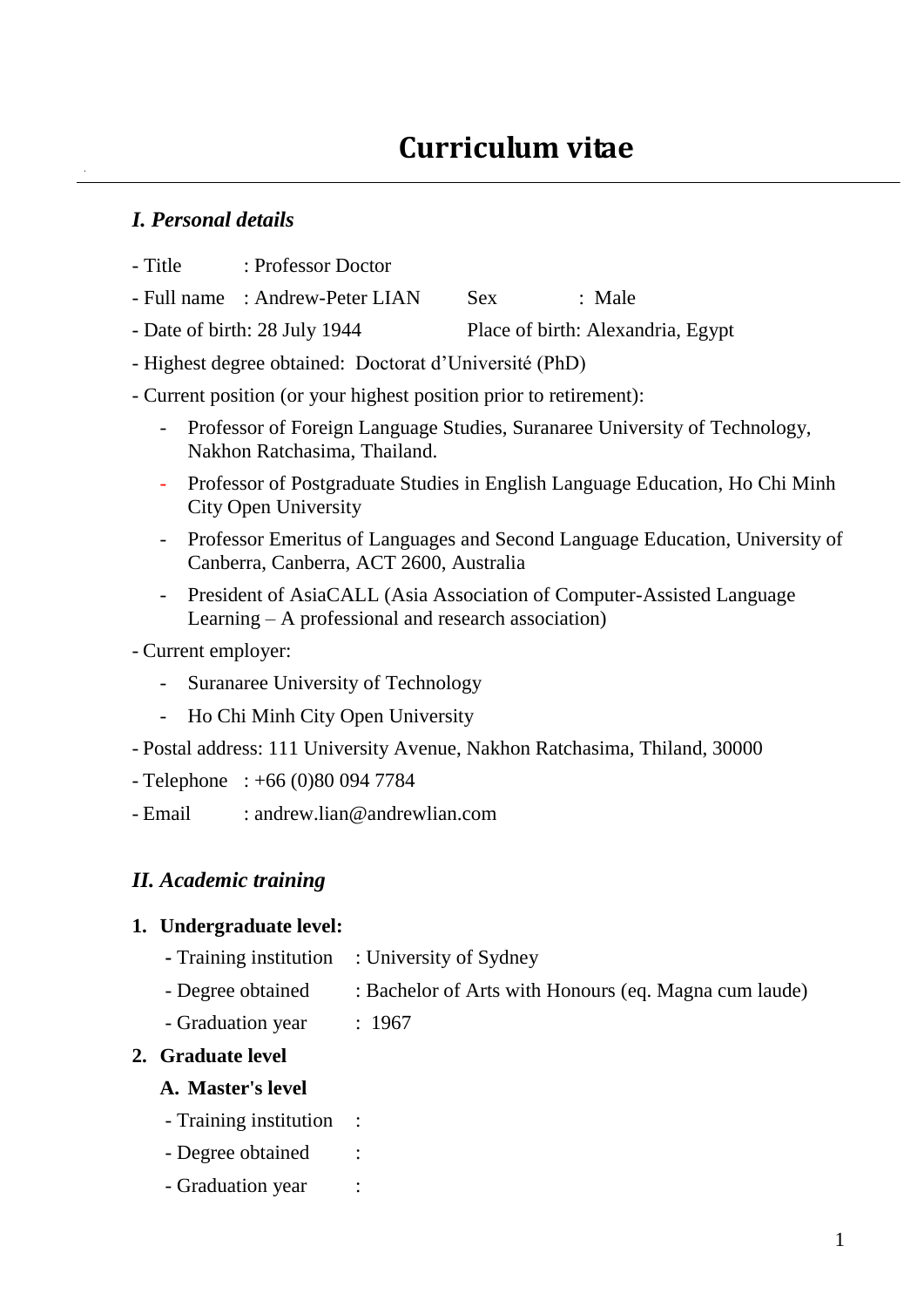# Curriculum vitae

## *I. Personal details*

- Title : Professor Doctor
- Full name : Andrew-Peter LIAN Sex : Male
- Date of birth: 28 July 1944 Place of birth: Alexandria, Egypt
- Highest degree obtained: Doctorat d'Université (PhD)
- Current position (or your highest position prior to retirement):
  - Professor of Foreign Language Studies, Suranaree University of Technology, Nakhon Ratchasima, Thailand.
  - Professor of Postgraduate Studies in English Language Education, Ho Chi Minh City Open University
  - Professor Emeritus of Languages and Second Language Education, University of Canberra, Canberra, ACT 2600, Australia
  - President of AsiaCALL (Asia Association of Computer-Assisted Language Learning – A professional and research association)
- Current employer:
  - Suranaree University of Technology
  - Ho Chi Minh City Open University
- Postal address: 111 University Avenue, Nakhon Ratchasima, Thiland, 30000
- Telephone : +66 (0)80 094 7784
- Email : andrew.lian@andrewlian.com

## *II. Academic training*

1. **Undergraduate level:**
   - Training institution : University of Sydney
   - Degree obtained : Bachelor of Arts with Honours (eq. Magna cum laude)
   - Graduation year : 1967
2. **Graduate level**

   **A. Master's level**
   - Training institution :
   - Degree obtained :
   - Graduation year :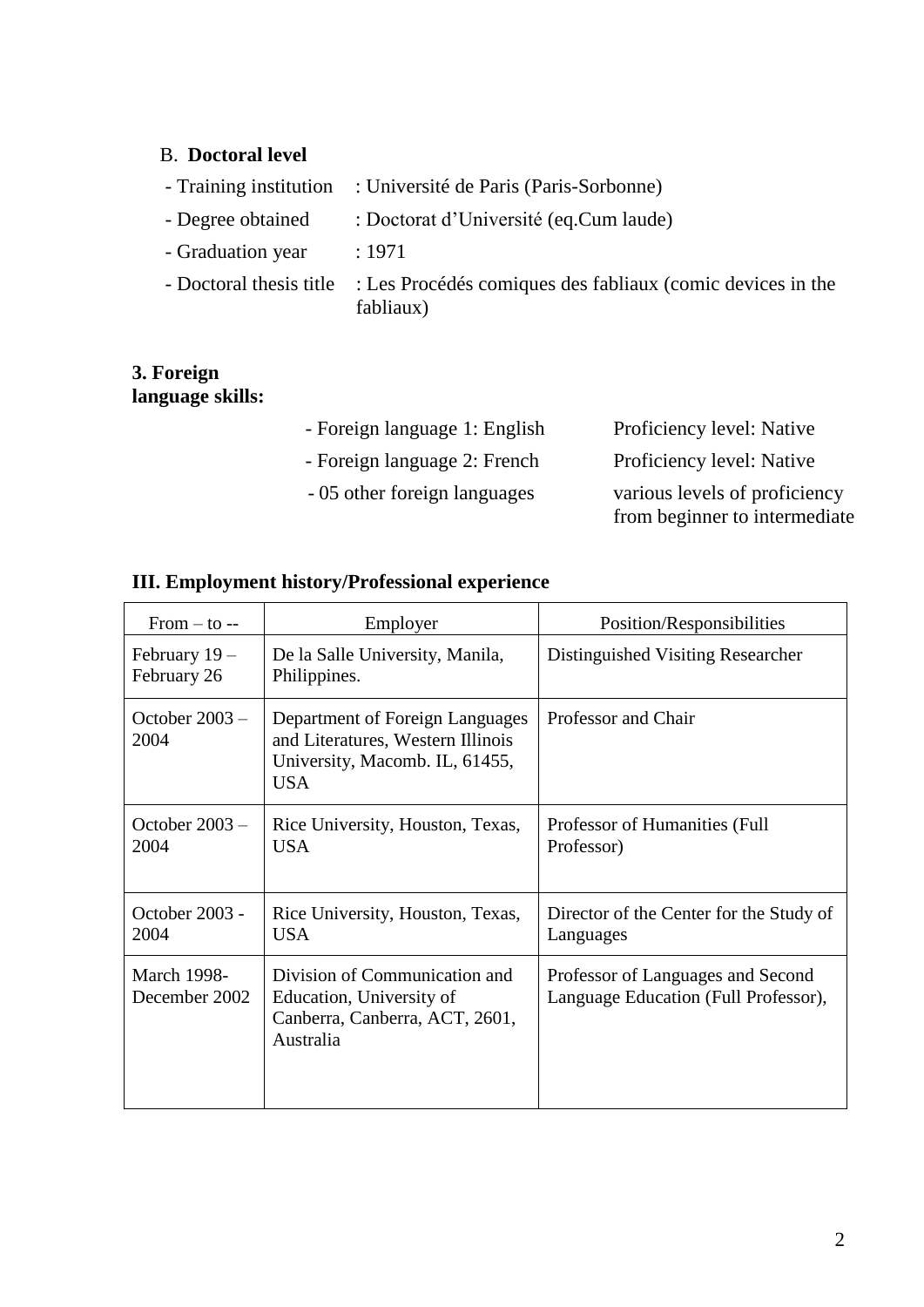B. **Doctoral level**

- Training institution : Université de Paris (Paris-Sorbonne)
- Degree obtained : Doctorat d'Université (eq.Cum laude)
- Graduation year : 1971
- Doctoral thesis title : Les Procédés comiques des fabliaux (comic devices in the fabliaux)

**3. Foreign language skills:**

- Foreign language 1: English    Proficiency level: Native
- Foreign language 2: French    Proficiency level: Native
- 05 other foreign languages    various levels of proficiency from beginner to intermediate

**III. Employment history/Professional experience**

| From – to -- | Employer | Position/Responsibilities |
|---|---|---|
| February 19 – February 26 | De la Salle University, Manila, Philippines. | Distinguished Visiting Researcher |
| October 2003 – 2004 | Department of Foreign Languages and Literatures, Western Illinois University, Macomb. IL, 61455, USA | Professor and Chair |
| October 2003 – 2004 | Rice University, Houston, Texas, USA | Professor of Humanities (Full Professor) |
| October 2003 - 2004 | Rice University, Houston, Texas, USA | Director of the Center for the Study of Languages |
| March 1998- December 2002 | Division of Communication and Education, University of Canberra, Canberra, ACT, 2601, Australia | Professor of Languages and Second Language Education (Full Professor), |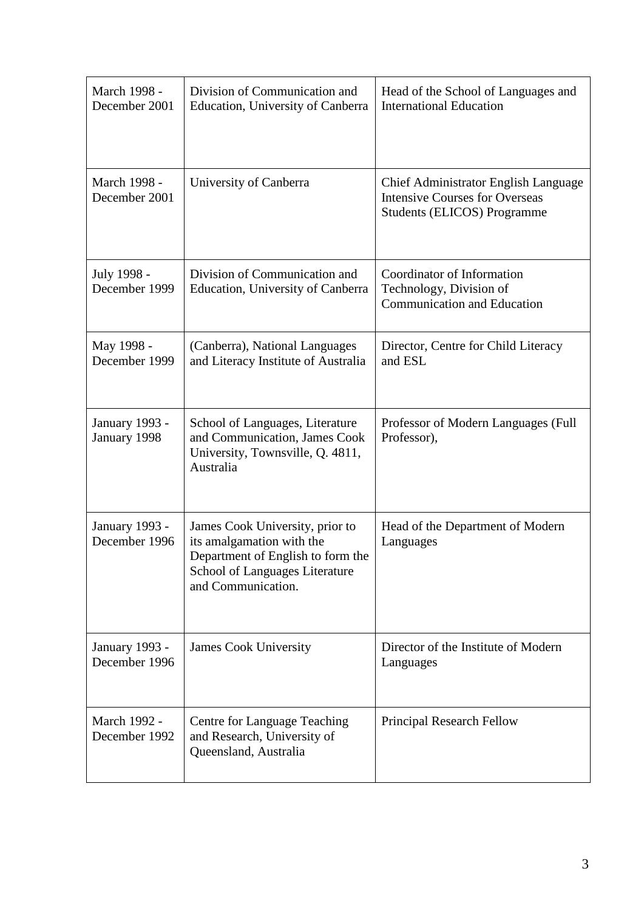| March 1998 - December 2001 | Division of Communication and Education, University of Canberra | Head of the School of Languages and International Education |
|---|---|---|
| March 1998 - December 2001 | University of Canberra | Chief Administrator English Language Intensive Courses for Overseas Students (ELICOS) Programme |
| July 1998 - December 1999 | Division of Communication and Education, University of Canberra | Coordinator of Information Technology, Division of Communication and Education |
| May 1998 - December 1999 | (Canberra), National Languages and Literacy Institute of Australia | Director, Centre for Child Literacy and ESL |
| January 1993 - January 1998 | School of Languages, Literature and Communication, James Cook University, Townsville, Q. 4811, Australia | Professor of Modern Languages (Full Professor), |
| January 1993 - December 1996 | James Cook University, prior to its amalgamation with the Department of English to form the School of Languages Literature and Communication. | Head of the Department of Modern Languages |
| January 1993 - December 1996 | James Cook University | Director of the Institute of Modern Languages |
| March 1992 - December 1992 | Centre for Language Teaching and Research, University of Queensland, Australia | Principal Research Fellow |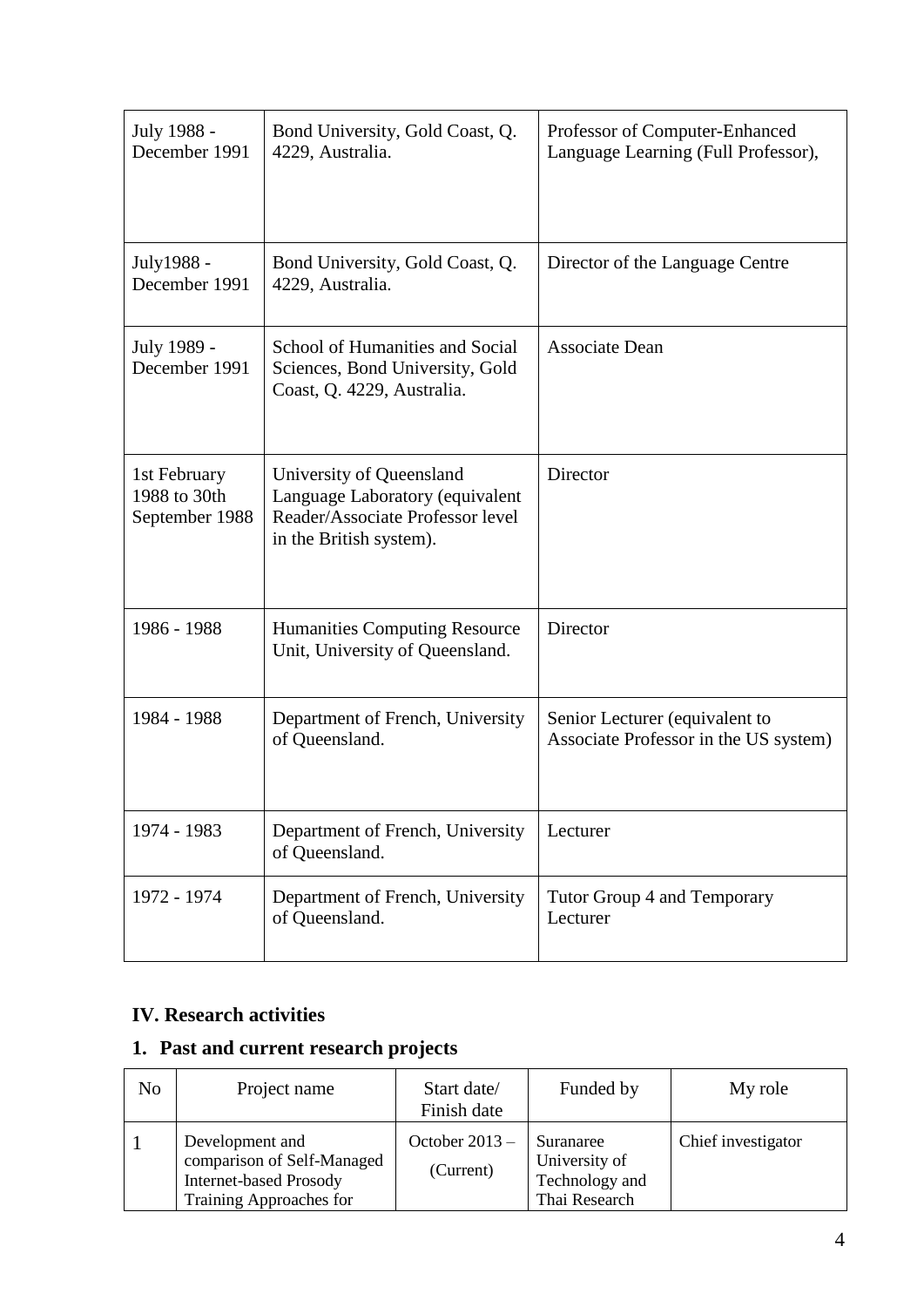| | | |
|---|---|---|
| July 1988 - December 1991 | Bond University, Gold Coast, Q. 4229, Australia. | Professor of Computer-Enhanced Language Learning (Full Professor), |
| July1988 - December 1991 | Bond University, Gold Coast, Q. 4229, Australia. | Director of the Language Centre |
| July 1989 - December 1991 | School of Humanities and Social Sciences, Bond University, Gold Coast, Q. 4229, Australia. | Associate Dean |
| 1st February 1988 to 30th September 1988 | University of Queensland Language Laboratory (equivalent Reader/Associate Professor level in the British system). | Director |
| 1986 - 1988 | Humanities Computing Resource Unit, University of Queensland. | Director |
| 1984 - 1988 | Department of French, University of Queensland. | Senior Lecturer (equivalent to Associate Professor in the US system) |
| 1974 - 1983 | Department of French, University of Queensland. | Lecturer |
| 1972 - 1974 | Department of French, University of Queensland. | Tutor Group 4 and Temporary Lecturer |

## IV. Research activities

### 1. Past and current research projects

| No | Project name | Start date/ Finish date | Funded by | My role |
|---|---|---|---|---|
| 1 | Development and comparison of Self-Managed Internet-based Prosody Training Approaches for | October 2013 – (Current) | Suranaree University of Technology and Thai Research | Chief investigator |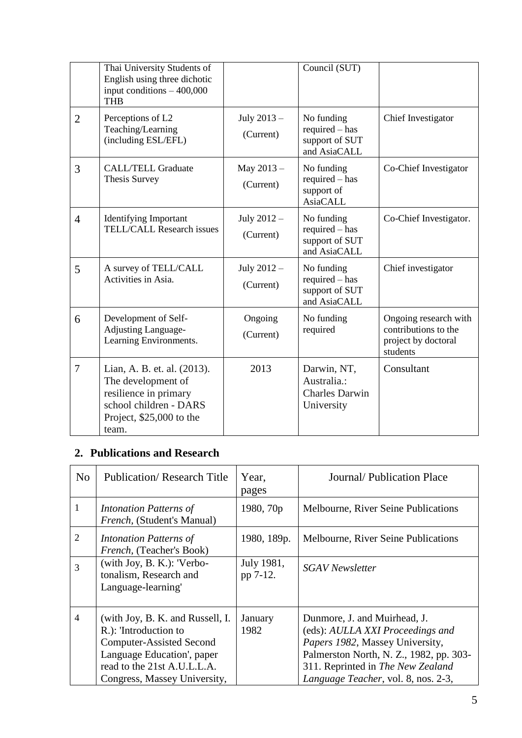|  | Thai University Students of English using three dichotic input conditions – 400,000 THB |  | Council (SUT) |  |
|---|---|---|---|---|
| 2 | Perceptions of L2 Teaching/Learning (including ESL/EFL) | July 2013 – (Current) | No funding required – has support of SUT and AsiaCALL | Chief Investigator |
| 3 | CALL/TELL Graduate Thesis Survey | May 2013 – (Current) | No funding required – has support of AsiaCALL | Co-Chief Investigator |
| 4 | Identifying Important TELL/CALL Research issues | July 2012 – (Current) | No funding required – has support of SUT and AsiaCALL | Co-Chief Investigator. |
| 5 | A survey of TELL/CALL Activities in Asia. | July 2012 – (Current) | No funding required – has support of SUT and AsiaCALL | Chief investigator |
| 6 | Development of Self-Adjusting Language-Learning Environments. | Ongoing (Current) | No funding required | Ongoing research with contributions to the project by doctoral students |
| 7 | Lian, A. B. et. al. (2013). The development of resilience in primary school children - DARS Project, $25,000 to the team. | 2013 | Darwin, NT, Australia.: Charles Darwin University | Consultant |

## 2. Publications and Research

| No | Publication/ Research Title | Year, pages | Journal/ Publication Place |
|---|---|---|---|
| 1 | *Intonation Patterns of French*, (Student's Manual) | 1980, 70p | Melbourne, River Seine Publications |
| 2 | *Intonation Patterns of French*, (Teacher's Book) | 1980, 189p. | Melbourne, River Seine Publications |
| 3 | (with Joy, B. K.): 'Verbo-tonalism, Research and Language-learning' | July 1981, pp 7-12. | *SGAV Newsletter* |
| 4 | (with Joy, B. K. and Russell, I. R.): 'Introduction to Computer-Assisted Second Language Education', paper read to the 21st A.U.L.L.A. Congress, Massey University, | January 1982 | Dunmore, J. and Muirhead, J. (eds): *AULLA XXI Proceedings and Papers 1982*, Massey University, Palmerston North, N. Z., 1982, pp. 303-311. Reprinted in *The New Zealand Language Teacher*, vol. 8, nos. 2-3, |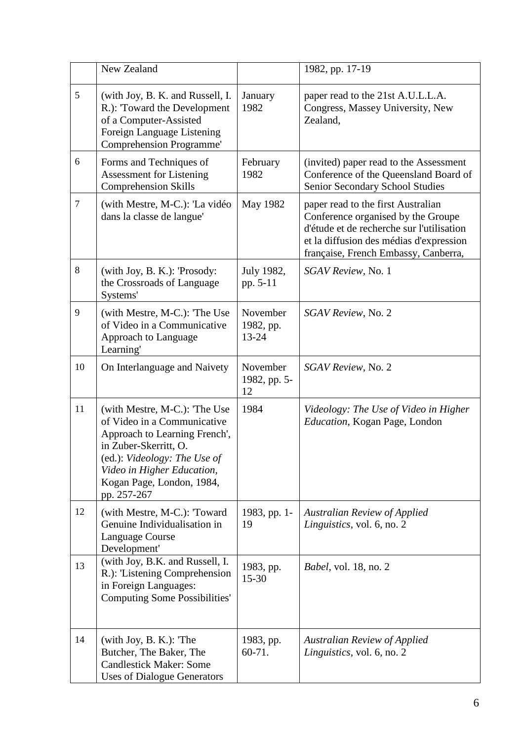|  | New Zealand |  | 1982, pp. 17-19 |
|---|---|---|---|
| 5 | (with Joy, B. K. and Russell, I. R.): 'Toward the Development of a Computer-Assisted Foreign Language Listening Comprehension Programme' | January 1982 | paper read to the 21st A.U.L.L.A. Congress, Massey University, New Zealand, |
| 6 | Forms and Techniques of Assessment for Listening Comprehension Skills | February 1982 | (invited) paper read to the Assessment Conference of the Queensland Board of Senior Secondary School Studies |
| 7 | (with Mestre, M-C.): 'La vidéo dans la classe de langue' | May 1982 | paper read to the first Australian Conference organised by the Groupe d'étude et de recherche sur l'utilisation et la diffusion des médias d'expression française, French Embassy, Canberra, |
| 8 | (with Joy, B. K.): 'Prosody: the Crossroads of Language Systems' | July 1982, pp. 5-11 | *SGAV Review*, No. 1 |
| 9 | (with Mestre, M-C.): 'The Use of Video in a Communicative Approach to Language Learning' | November 1982, pp. 13-24 | *SGAV Review*, No. 2 |
| 10 | On Interlanguage and Naivety | November 1982, pp. 5-12 | *SGAV Review*, No. 2 |
| 11 | (with Mestre, M-C.): 'The Use of Video in a Communicative Approach to Learning French', in Zuber-Skerritt, O. (ed.): *Videology: The Use of Video in Higher Education*, Kogan Page, London, 1984, pp. 257-267 | 1984 | *Videology: The Use of Video in Higher Education*, Kogan Page, London |
| 12 | (with Mestre, M-C.): 'Toward Genuine Individualisation in Language Course Development' | 1983, pp. 1-19 | *Australian Review of Applied Linguistics*, vol. 6, no. 2 |
| 13 | (with Joy, B.K. and Russell, I. R.): 'Listening Comprehension in Foreign Languages: Computing Some Possibilities' | 1983, pp. 15-30 | *Babel*, vol. 18, no. 2 |
| 14 | (with Joy, B. K.): 'The Butcher, The Baker, The Candlestick Maker: Some Uses of Dialogue Generators | 1983, pp. 60-71. | *Australian Review of Applied Linguistics*, vol. 6, no. 2 |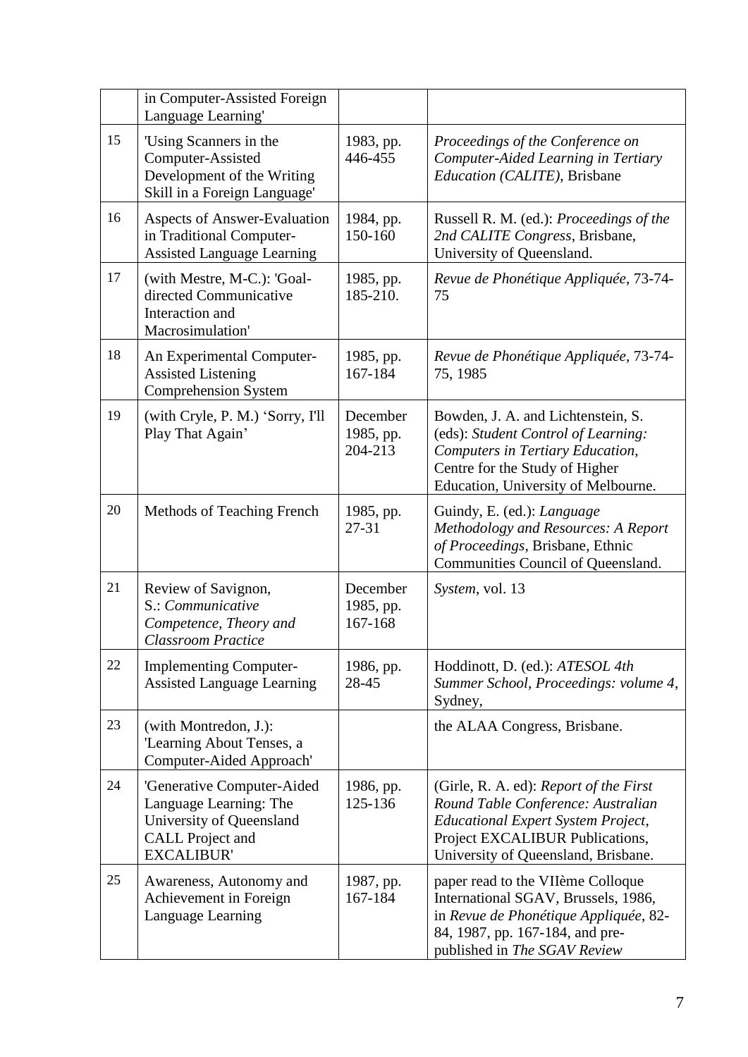|  |  |  |  |
|---|---|---|---|
|  | in Computer-Assisted Foreign Language Learning' |  |  |
| 15 | 'Using Scanners in the Computer-Assisted Development of the Writing Skill in a Foreign Language' | 1983, pp. 446-455 | *Proceedings of the Conference on Computer-Aided Learning in Tertiary Education (CALITE)*, Brisbane |
| 16 | Aspects of Answer-Evaluation in Traditional Computer-Assisted Language Learning | 1984, pp. 150-160 | Russell R. M. (ed.): *Proceedings of the 2nd CALITE Congress*, Brisbane, University of Queensland. |
| 17 | (with Mestre, M-C.): 'Goal-directed Communicative Interaction and Macrosimulation' | 1985, pp. 185-210. | *Revue de Phonétique Appliquée*, 73-74-75 |
| 18 | An Experimental Computer-Assisted Listening Comprehension System | 1985, pp. 167-184 | *Revue de Phonétique Appliquée*, 73-74-75, 1985 |
| 19 | (with Cryle, P. M.) 'Sorry, I'll Play That Again' | December 1985, pp. 204-213 | Bowden, J. A. and Lichtenstein, S. (eds): *Student Control of Learning: Computers in Tertiary Education*, Centre for the Study of Higher Education, University of Melbourne. |
| 20 | Methods of Teaching French | 1985, pp. 27-31 | Guindy, E. (ed.): *Language Methodology and Resources: A Report of Proceedings*, Brisbane, Ethnic Communities Council of Queensland. |
| 21 | Review of Savignon, S.: *Communicative Competence, Theory and Classroom Practice* | December 1985, pp. 167-168 | *System*, vol. 13 |
| 22 | Implementing Computer-Assisted Language Learning | 1986, pp. 28-45 | Hoddinott, D. (ed.): *ATESOL 4th Summer School, Proceedings: volume 4*, Sydney, |
| 23 | (with Montredon, J.): 'Learning About Tenses, a Computer-Aided Approach' |  | the ALAA Congress, Brisbane. |
| 24 | 'Generative Computer-Aided Language Learning: The University of Queensland CALL Project and EXCALIBUR' | 1986, pp. 125-136 | (Girle, R. A. ed): *Report of the First Round Table Conference: Australian Educational Expert System Project*, Project EXCALIBUR Publications, University of Queensland, Brisbane. |
| 25 | Awareness, Autonomy and Achievement in Foreign Language Learning | 1987, pp. 167-184 | paper read to the VIIème Colloque International SGAV, Brussels, 1986, in *Revue de Phonétique Appliquée*, 82-84, 1987, pp. 167-184, and pre-published in *The SGAV Review* |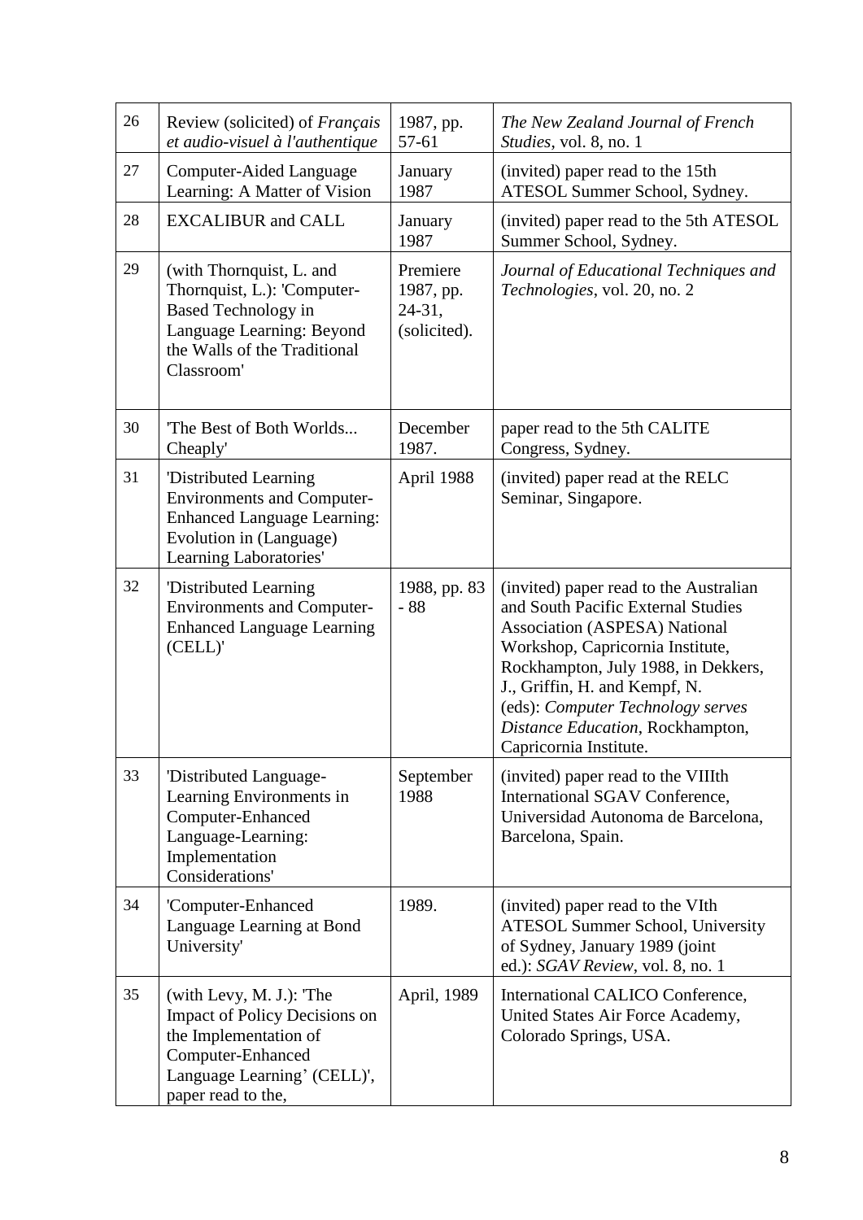| 26 | Review (solicited) of *Français et audio-visuel à l'authentique* | 1987, pp. 57-61 | *The New Zealand Journal of French Studies*, vol. 8, no. 1 |
|---|---|---|---|
| 27 | Computer-Aided Language Learning: A Matter of Vision | January 1987 | (invited) paper read to the 15th ATESOL Summer School, Sydney. |
| 28 | EXCALIBUR and CALL | January 1987 | (invited) paper read to the 5th ATESOL Summer School, Sydney. |
| 29 | (with Thornquist, L. and Thornquist, L.): 'Computer-Based Technology in Language Learning: Beyond the Walls of the Traditional Classroom' | Premiere 1987, pp. 24-31, (solicited). | *Journal of Educational Techniques and Technologies*, vol. 20, no. 2 |
| 30 | 'The Best of Both Worlds... Cheaply' | December 1987. | paper read to the 5th CALITE Congress, Sydney. |
| 31 | 'Distributed Learning Environments and Computer-Enhanced Language Learning: Evolution in (Language) Learning Laboratories' | April 1988 | (invited) paper read at the RELC Seminar, Singapore. |
| 32 | 'Distributed Learning Environments and Computer-Enhanced Language Learning (CELL)' | 1988, pp. 83 - 88 | (invited) paper read to the Australian and South Pacific External Studies Association (ASPESA) National Workshop, Capricornia Institute, Rockhampton, July 1988, in Dekkers, J., Griffin, H. and Kempf, N. (eds): *Computer Technology serves Distance Education*, Rockhampton, Capricornia Institute. |
| 33 | 'Distributed Language-Learning Environments in Computer-Enhanced Language-Learning: Implementation Considerations' | September 1988 | (invited) paper read to the VIIIth International SGAV Conference, Universidad Autonoma de Barcelona, Barcelona, Spain. |
| 34 | 'Computer-Enhanced Language Learning at Bond University' | 1989. | (invited) paper read to the VIth ATESOL Summer School, University of Sydney, January 1989 (joint ed.): *SGAV Review*, vol. 8, no. 1 |
| 35 | (with Levy, M. J.): 'The Impact of Policy Decisions on the Implementation of Computer-Enhanced Language Learning' (CELL)', paper read to the, | April, 1989 | International CALICO Conference, United States Air Force Academy, Colorado Springs, USA. |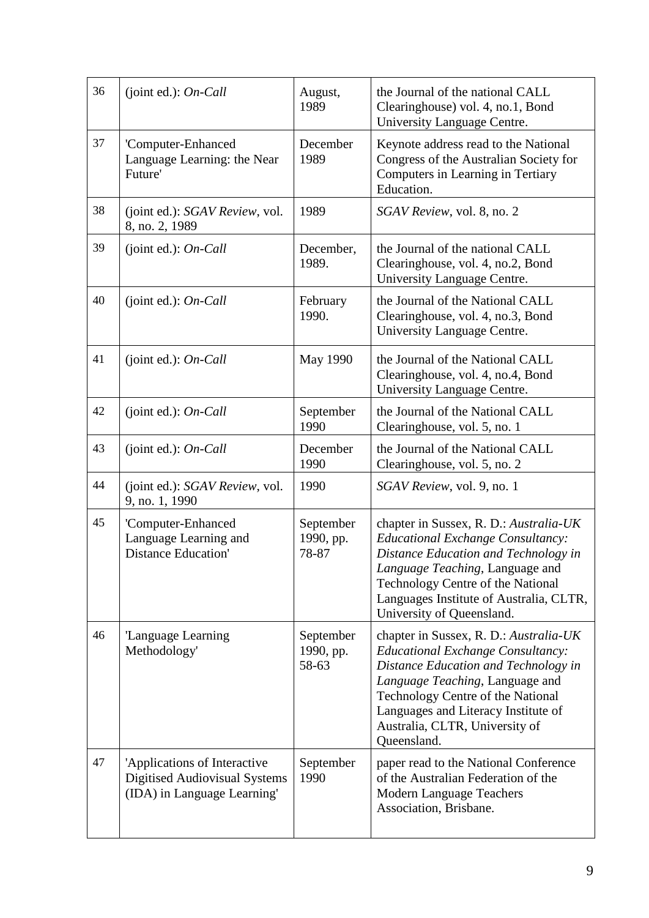| 36 | (joint ed.): *On-Call* | August, 1989 | the Journal of the national CALL Clearinghouse) vol. 4, no.1, Bond University Language Centre. |
|---|---|---|---|
| 37 | 'Computer-Enhanced Language Learning: the Near Future' | December 1989 | Keynote address read to the National Congress of the Australian Society for Computers in Learning in Tertiary Education. |
| 38 | (joint ed.): *SGAV Review*, vol. 8, no. 2, 1989 | 1989 | *SGAV Review*, vol. 8, no. 2 |
| 39 | (joint ed.): *On-Call* | December, 1989. | the Journal of the national CALL Clearinghouse, vol. 4, no.2, Bond University Language Centre. |
| 40 | (joint ed.): *On-Call* | February 1990. | the Journal of the National CALL Clearinghouse, vol. 4, no.3, Bond University Language Centre. |
| 41 | (joint ed.): *On-Call* | May 1990 | the Journal of the National CALL Clearinghouse, vol. 4, no.4, Bond University Language Centre. |
| 42 | (joint ed.): *On-Call* | September 1990 | the Journal of the National CALL Clearinghouse, vol. 5, no. 1 |
| 43 | (joint ed.): *On-Call* | December 1990 | the Journal of the National CALL Clearinghouse, vol. 5, no. 2 |
| 44 | (joint ed.): *SGAV Review*, vol. 9, no. 1, 1990 | 1990 | *SGAV Review*, vol. 9, no. 1 |
| 45 | 'Computer-Enhanced Language Learning and Distance Education' | September 1990, pp. 78-87 | chapter in Sussex, R. D.: *Australia-UK Educational Exchange Consultancy: Distance Education and Technology in Language Teaching*, Language and Technology Centre of the National Languages Institute of Australia, CLTR, University of Queensland. |
| 46 | 'Language Learning Methodology' | September 1990, pp. 58-63 | chapter in Sussex, R. D.: *Australia-UK Educational Exchange Consultancy: Distance Education and Technology in Language Teaching*, Language and Technology Centre of the National Languages and Literacy Institute of Australia, CLTR, University of Queensland. |
| 47 | 'Applications of Interactive Digitised Audiovisual Systems (IDA) in Language Learning' | September 1990 | paper read to the National Conference of the Australian Federation of the Modern Language Teachers Association, Brisbane. |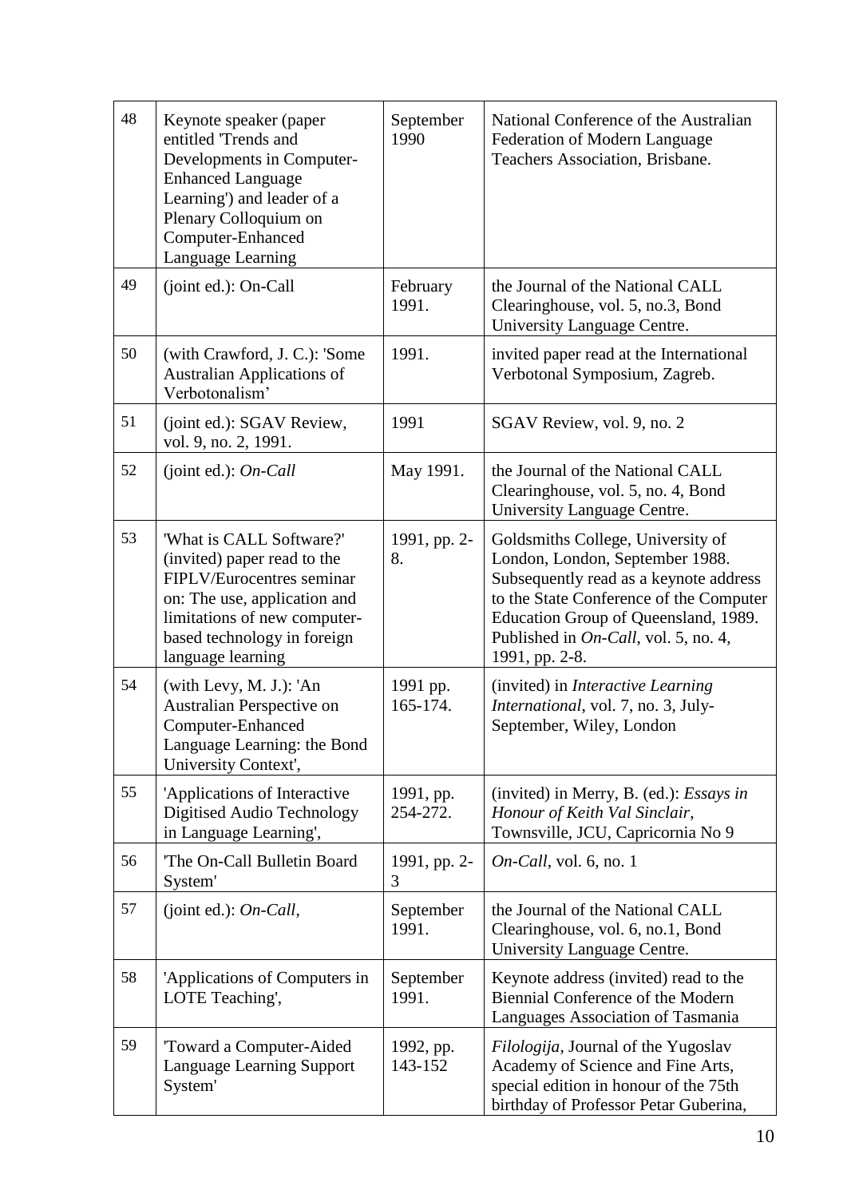| | | | |
|---|---|---|---|
| 48 | Keynote speaker (paper entitled 'Trends and Developments in Computer-Enhanced Language Learning') and leader of a Plenary Colloquium on Computer-Enhanced Language Learning | September 1990 | National Conference of the Australian Federation of Modern Language Teachers Association, Brisbane. |
| 49 | (joint ed.): On-Call | February 1991. | the Journal of the National CALL Clearinghouse, vol. 5, no.3, Bond University Language Centre. |
| 50 | (with Crawford, J. C.): 'Some Australian Applications of Verbotonalism' | 1991. | invited paper read at the International Verbotonal Symposium, Zagreb. |
| 51 | (joint ed.): SGAV Review, vol. 9, no. 2, 1991. | 1991 | SGAV Review, vol. 9, no. 2 |
| 52 | (joint ed.): *On-Call* | May 1991. | the Journal of the National CALL Clearinghouse, vol. 5, no. 4, Bond University Language Centre. |
| 53 | 'What is CALL Software?' (invited) paper read to the FIPLV/Eurocentres seminar on: The use, application and limitations of new computer-based technology in foreign language learning | 1991, pp. 2-8. | Goldsmiths College, University of London, London, September 1988. Subsequently read as a keynote address to the State Conference of the Computer Education Group of Queensland, 1989. Published in *On-Call*, vol. 5, no. 4, 1991, pp. 2-8. |
| 54 | (with Levy, M. J.): 'An Australian Perspective on Computer-Enhanced Language Learning: the Bond University Context', | 1991 pp. 165-174. | (invited) in *Interactive Learning International*, vol. 7, no. 3, July-September, Wiley, London |
| 55 | 'Applications of Interactive Digitised Audio Technology in Language Learning', | 1991, pp. 254-272. | (invited) in Merry, B. (ed.): *Essays in Honour of Keith Val Sinclair*, Townsville, JCU, Capricornia No 9 |
| 56 | 'The On-Call Bulletin Board System' | 1991, pp. 2-3 | *On-Call*, vol. 6, no. 1 |
| 57 | (joint ed.): *On-Call*, | September 1991. | the Journal of the National CALL Clearinghouse, vol. 6, no.1, Bond University Language Centre. |
| 58 | 'Applications of Computers in LOTE Teaching', | September 1991. | Keynote address (invited) read to the Biennial Conference of the Modern Languages Association of Tasmania |
| 59 | 'Toward a Computer-Aided Language Learning Support System' | 1992, pp. 143-152 | *Filologija*, Journal of the Yugoslav Academy of Science and Fine Arts, special edition in honour of the 75th birthday of Professor Petar Guberina, |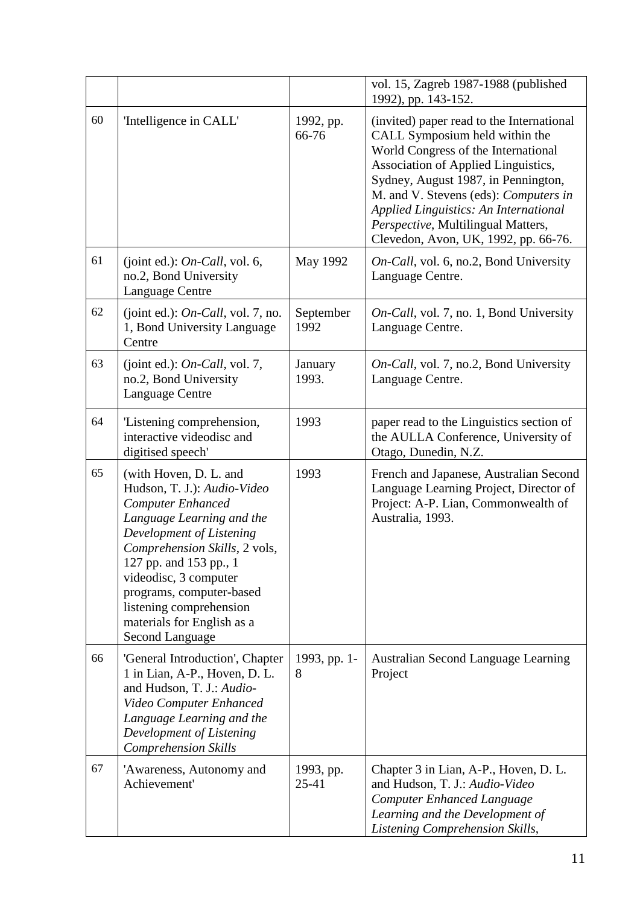| | | | |
|---|---|---|---|
| | | | vol. 15, Zagreb 1987-1988 (published 1992), pp. 143-152. |
| 60 | 'Intelligence in CALL' | 1992, pp. 66-76 | (invited) paper read to the International CALL Symposium held within the World Congress of the International Association of Applied Linguistics, Sydney, August 1987, in Pennington, M. and V. Stevens (eds): *Computers in Applied Linguistics: An International Perspective*, Multilingual Matters, Clevedon, Avon, UK, 1992, pp. 66-76. |
| 61 | (joint ed.): *On-Call*, vol. 6, no.2, Bond University Language Centre | May 1992 | *On-Call*, vol. 6, no.2, Bond University Language Centre. |
| 62 | (joint ed.): *On-Call*, vol. 7, no. 1, Bond University Language Centre | September 1992 | *On-Call*, vol. 7, no. 1, Bond University Language Centre. |
| 63 | (joint ed.): *On-Call*, vol. 7, no.2, Bond University Language Centre | January 1993. | *On-Call*, vol. 7, no.2, Bond University Language Centre. |
| 64 | 'Listening comprehension, interactive videodisc and digitised speech' | 1993 | paper read to the Linguistics section of the AULLA Conference, University of Otago, Dunedin, N.Z. |
| 65 | (with Hoven, D. L. and Hudson, T. J.): *Audio-Video Computer Enhanced Language Learning and the Development of Listening Comprehension Skills*, 2 vols, 127 pp. and 153 pp., 1 videodisc, 3 computer programs, computer-based listening comprehension materials for English as a Second Language | 1993 | French and Japanese, Australian Second Language Learning Project, Director of Project: A-P. Lian, Commonwealth of Australia, 1993. |
| 66 | 'General Introduction', Chapter 1 in Lian, A-P., Hoven, D. L. and Hudson, T. J.: *Audio-Video Computer Enhanced Language Learning and the Development of Listening Comprehension Skills* | 1993, pp. 1-8 | Australian Second Language Learning Project |
| 67 | 'Awareness, Autonomy and Achievement' | 1993, pp. 25-41 | Chapter 3 in Lian, A-P., Hoven, D. L. and Hudson, T. J.: *Audio-Video Computer Enhanced Language Learning and the Development of Listening Comprehension Skills*, |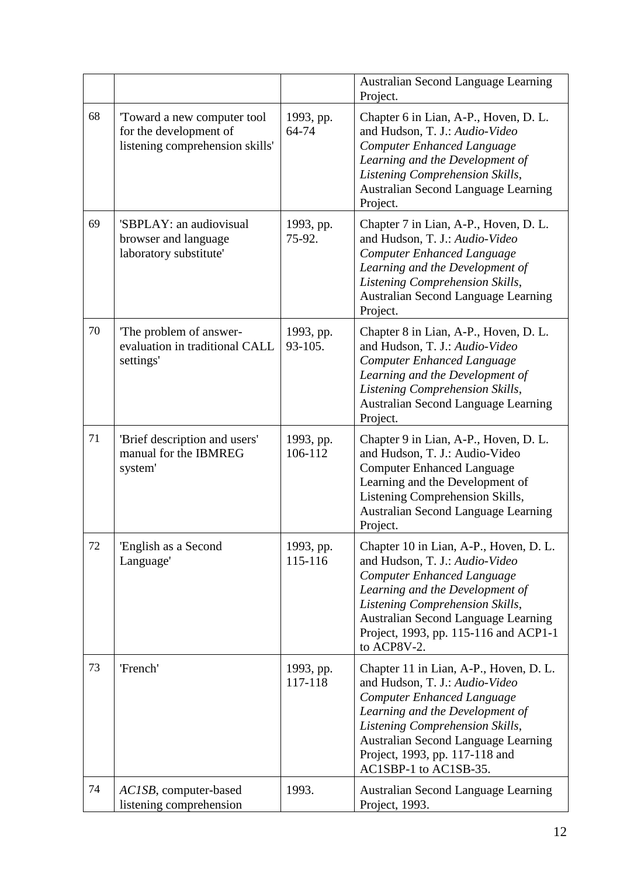|  |  |  | Australian Second Language Learning Project. |
|---|---|---|---|
| 68 | 'Toward a new computer tool for the development of listening comprehension skills' | 1993, pp. 64-74 | Chapter 6 in Lian, A-P., Hoven, D. L. and Hudson, T. J.: *Audio-Video Computer Enhanced Language Learning and the Development of Listening Comprehension Skills*, Australian Second Language Learning Project. |
| 69 | 'SBPLAY: an audiovisual browser and language laboratory substitute' | 1993, pp. 75-92. | Chapter 7 in Lian, A-P., Hoven, D. L. and Hudson, T. J.: *Audio-Video Computer Enhanced Language Learning and the Development of Listening Comprehension Skills*, Australian Second Language Learning Project. |
| 70 | 'The problem of answer-evaluation in traditional CALL settings' | 1993, pp. 93-105. | Chapter 8 in Lian, A-P., Hoven, D. L. and Hudson, T. J.: *Audio-Video Computer Enhanced Language Learning and the Development of Listening Comprehension Skills*, Australian Second Language Learning Project. |
| 71 | 'Brief description and users' manual for the IBMREG system' | 1993, pp. 106-112 | Chapter 9 in Lian, A-P., Hoven, D. L. and Hudson, T. J.: Audio-Video Computer Enhanced Language Learning and the Development of Listening Comprehension Skills, Australian Second Language Learning Project. |
| 72 | 'English as a Second Language' | 1993, pp. 115-116 | Chapter 10 in Lian, A-P., Hoven, D. L. and Hudson, T. J.: *Audio-Video Computer Enhanced Language Learning and the Development of Listening Comprehension Skills*, Australian Second Language Learning Project, 1993, pp. 115-116 and ACP1-1 to ACP8V-2. |
| 73 | 'French' | 1993, pp. 117-118 | Chapter 11 in Lian, A-P., Hoven, D. L. and Hudson, T. J.: *Audio-Video Computer Enhanced Language Learning and the Development of Listening Comprehension Skills*, Australian Second Language Learning Project, 1993, pp. 117-118 and AC1SBP-1 to AC1SB-35. |
| 74 | *AC1SB*, computer-based listening comprehension | 1993. | Australian Second Language Learning Project, 1993. |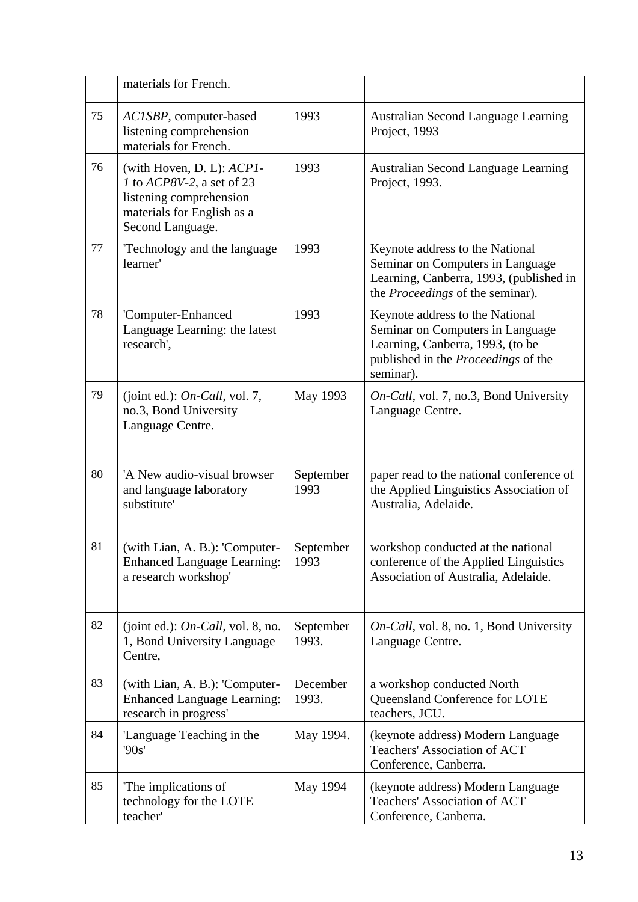| | | | |
|---|---|---|---|
| | materials for French. | | |
| 75 | *AC1SBP*, computer-based listening comprehension materials for French. | 1993 | Australian Second Language Learning Project, 1993 |
| 76 | (with Hoven, D. L): *ACP1-1* to *ACP8V-2*, a set of 23 listening comprehension materials for English as a Second Language. | 1993 | Australian Second Language Learning Project, 1993. |
| 77 | 'Technology and the language learner' | 1993 | Keynote address to the National Seminar on Computers in Language Learning, Canberra, 1993, (published in the *Proceedings* of the seminar). |
| 78 | 'Computer-Enhanced Language Learning: the latest research', | 1993 | Keynote address to the National Seminar on Computers in Language Learning, Canberra, 1993, (to be published in the *Proceedings* of the seminar). |
| 79 | (joint ed.): *On-Call*, vol. 7, no.3, Bond University Language Centre. | May 1993 | *On-Call*, vol. 7, no.3, Bond University Language Centre. |
| 80 | 'A New audio-visual browser and language laboratory substitute' | September 1993 | paper read to the national conference of the Applied Linguistics Association of Australia, Adelaide. |
| 81 | (with Lian, A. B.): 'Computer-Enhanced Language Learning: a research workshop' | September 1993 | workshop conducted at the national conference of the Applied Linguistics Association of Australia, Adelaide. |
| 82 | (joint ed.): *On-Call*, vol. 8, no. 1, Bond University Language Centre, | September 1993. | *On-Call*, vol. 8, no. 1, Bond University Language Centre. |
| 83 | (with Lian, A. B.): 'Computer-Enhanced Language Learning: research in progress' | December 1993. | a workshop conducted North Queensland Conference for LOTE teachers, JCU. |
| 84 | 'Language Teaching in the '90s' | May 1994. | (keynote address) Modern Language Teachers' Association of ACT Conference, Canberra. |
| 85 | 'The implications of technology for the LOTE teacher' | May 1994 | (keynote address) Modern Language Teachers' Association of ACT Conference, Canberra. |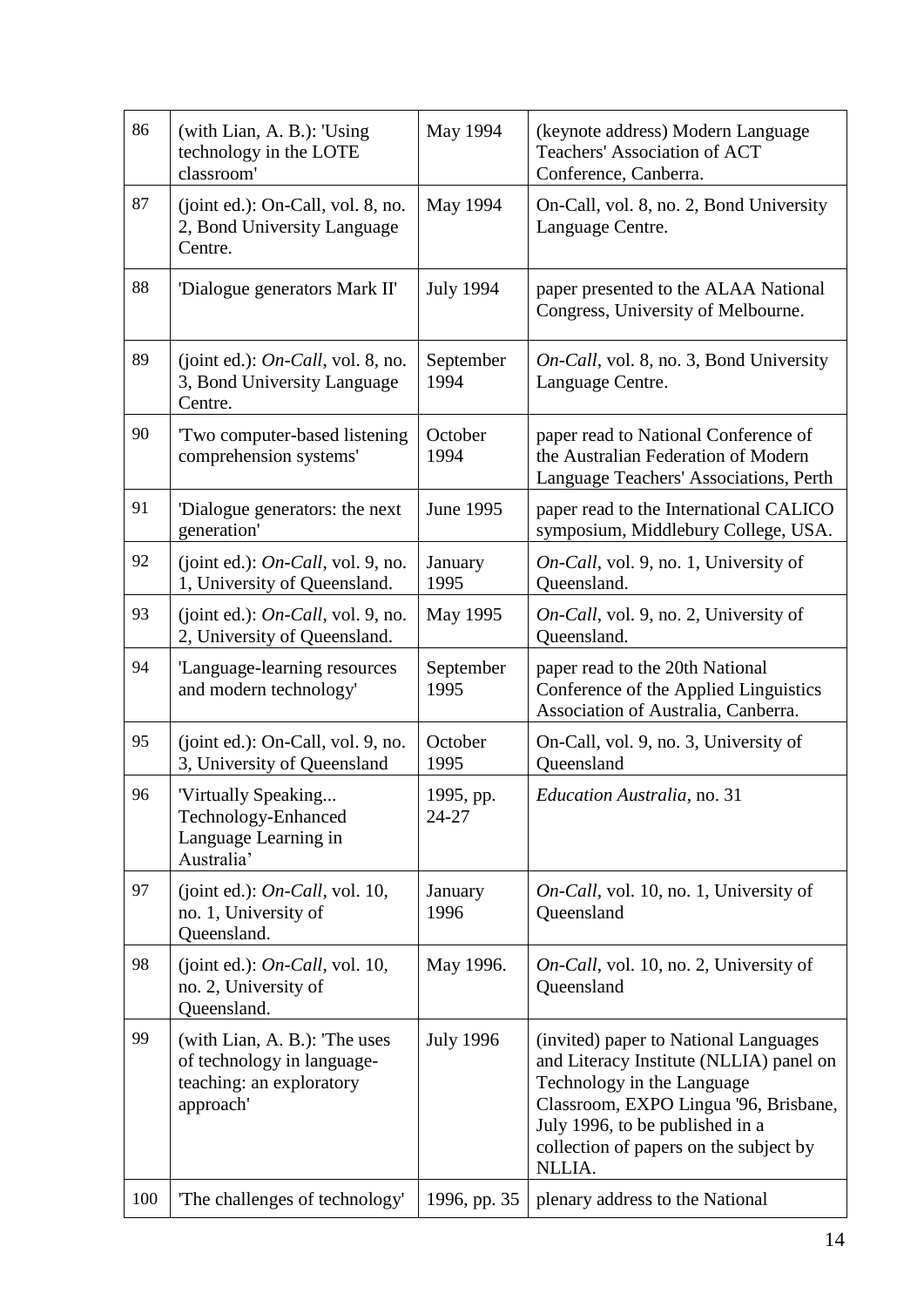| | | | |
|---|---|---|---|
| 86 | (with Lian, A. B.): 'Using technology in the LOTE classroom' | May 1994 | (keynote address) Modern Language Teachers' Association of ACT Conference, Canberra. |
| 87 | (joint ed.): On-Call, vol. 8, no. 2, Bond University Language Centre. | May 1994 | On-Call, vol. 8, no. 2, Bond University Language Centre. |
| 88 | 'Dialogue generators Mark II' | July 1994 | paper presented to the ALAA National Congress, University of Melbourne. |
| 89 | (joint ed.): *On-Call*, vol. 8, no. 3, Bond University Language Centre. | September 1994 | *On-Call*, vol. 8, no. 3, Bond University Language Centre. |
| 90 | 'Two computer-based listening comprehension systems' | October 1994 | paper read to National Conference of the Australian Federation of Modern Language Teachers' Associations, Perth |
| 91 | 'Dialogue generators: the next generation' | June 1995 | paper read to the International CALICO symposium, Middlebury College, USA. |
| 92 | (joint ed.): *On-Call*, vol. 9, no. 1, University of Queensland. | January 1995 | *On-Call*, vol. 9, no. 1, University of Queensland. |
| 93 | (joint ed.): *On-Call*, vol. 9, no. 2, University of Queensland. | May 1995 | *On-Call*, vol. 9, no. 2, University of Queensland. |
| 94 | 'Language-learning resources and modern technology' | September 1995 | paper read to the 20th National Conference of the Applied Linguistics Association of Australia, Canberra. |
| 95 | (joint ed.): On-Call, vol. 9, no. 3, University of Queensland | October 1995 | On-Call, vol. 9, no. 3, University of Queensland |
| 96 | 'Virtually Speaking... Technology-Enhanced Language Learning in Australia' | 1995, pp. 24-27 | *Education Australia*, no. 31 |
| 97 | (joint ed.): *On-Call*, vol. 10, no. 1, University of Queensland. | January 1996 | *On-Call*, vol. 10, no. 1, University of Queensland |
| 98 | (joint ed.): *On-Call*, vol. 10, no. 2, University of Queensland. | May 1996. | *On-Call*, vol. 10, no. 2, University of Queensland |
| 99 | (with Lian, A. B.): 'The uses of technology in language-teaching: an exploratory approach' | July 1996 | (invited) paper to National Languages and Literacy Institute (NLLIA) panel on Technology in the Language Classroom, EXPO Lingua '96, Brisbane, July 1996, to be published in a collection of papers on the subject by NLLIA. |
| 100 | 'The challenges of technology' | 1996, pp. 35 | plenary address to the National |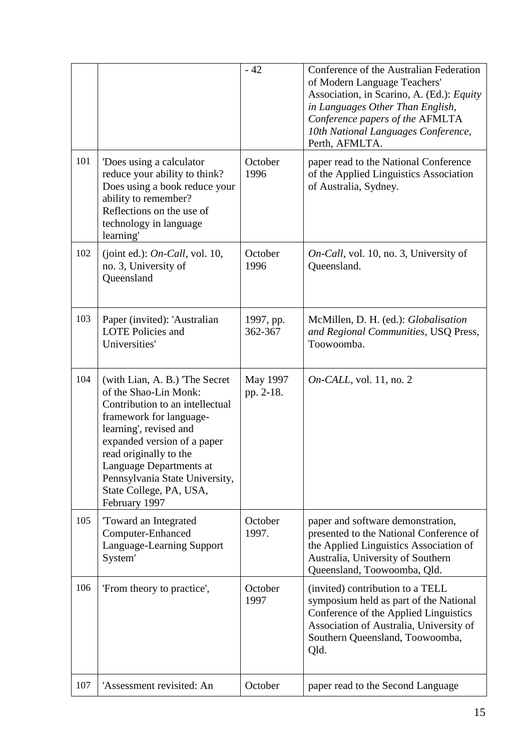| | | | |
|---|---|---|---|
| | | - 42 | Conference of the Australian Federation of Modern Language Teachers' Association, in Scarino, A. (Ed.): *Equity in Languages Other Than English, Conference papers of the* AFMLTA *10th National Languages Conference*, Perth, AFMLTA. |
| 101 | 'Does using a calculator reduce your ability to think? Does using a book reduce your ability to remember? Reflections on the use of technology in language learning' | October 1996 | paper read to the National Conference of the Applied Linguistics Association of Australia, Sydney. |
| 102 | (joint ed.): *On-Call*, vol. 10, no. 3, University of Queensland | October 1996 | *On-Call*, vol. 10, no. 3, University of Queensland. |
| 103 | Paper (invited): 'Australian LOTE Policies and Universities' | 1997, pp. 362-367 | McMillen, D. H. (ed.): *Globalisation and Regional Communities*, USQ Press, Toowoomba. |
| 104 | (with Lian, A. B.) 'The Secret of the Shao-Lin Monk: Contribution to an intellectual framework for language-learning', revised and expanded version of a paper read originally to the Language Departments at Pennsylvania State University, State College, PA, USA, February 1997 | May 1997 pp. 2-18. | *On-CALL*, vol. 11, no. 2 |
| 105 | 'Toward an Integrated Computer-Enhanced Language-Learning Support System' | October 1997. | paper and software demonstration, presented to the National Conference of the Applied Linguistics Association of Australia, University of Southern Queensland, Toowoomba, Qld. |
| 106 | 'From theory to practice', | October 1997 | (invited) contribution to a TELL symposium held as part of the National Conference of the Applied Linguistics Association of Australia, University of Southern Queensland, Toowoomba, Qld. |
| 107 | 'Assessment revisited: An | October | paper read to the Second Language |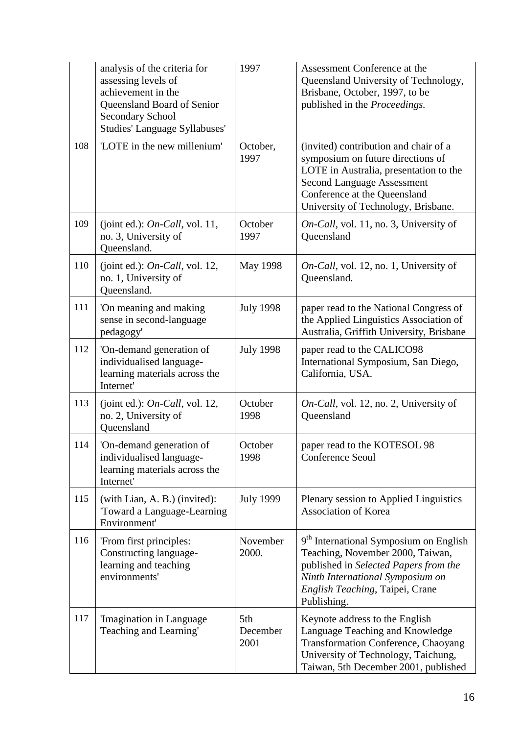|  |  |  |  |
| --- | --- | --- | --- |
|  | analysis of the criteria for assessing levels of achievement in the Queensland Board of Senior Secondary School Studies' Language Syllabuses' | 1997 | Assessment Conference at the Queensland University of Technology, Brisbane, October, 1997, to be published in the *Proceedings.* |
| 108 | 'LOTE in the new millenium' | October, 1997 | (invited) contribution and chair of a symposium on future directions of LOTE in Australia, presentation to the Second Language Assessment Conference at the Queensland University of Technology, Brisbane. |
| 109 | (joint ed.): *On-Call*, vol. 11, no. 3, University of Queensland. | October 1997 | *On-Call*, vol. 11, no. 3, University of Queensland |
| 110 | (joint ed.): *On-Call*, vol. 12, no. 1, University of Queensland. | May 1998 | *On-Call*, vol. 12, no. 1, University of Queensland. |
| 111 | 'On meaning and making sense in second-language pedagogy' | July 1998 | paper read to the National Congress of the Applied Linguistics Association of Australia, Griffith University, Brisbane |
| 112 | 'On-demand generation of individualised language-learning materials across the Internet' | July 1998 | paper read to the CALICO98 International Symposium, San Diego, California, USA. |
| 113 | (joint ed.): *On-Call*, vol. 12, no. 2, University of Queensland | October 1998 | *On-Call*, vol. 12, no. 2, University of Queensland |
| 114 | 'On-demand generation of individualised language-learning materials across the Internet' | October 1998 | paper read to the KOTESOL 98 Conference Seoul |
| 115 | (with Lian, A. B.) (invited): 'Toward a Language-Learning Environment' | July 1999 | Plenary session to Applied Linguistics Association of Korea |
| 116 | 'From first principles: Constructing language-learning and teaching environments' | November 2000. | 9th International Symposium on English Teaching, November 2000, Taiwan, published in *Selected Papers from the Ninth International Symposium on English Teaching*, Taipei, Crane Publishing. |
| 117 | 'Imagination in Language Teaching and Learning' | 5th December 2001 | Keynote address to the English Language Teaching and Knowledge Transformation Conference, Chaoyang University of Technology, Taichung, Taiwan, 5th December 2001, published |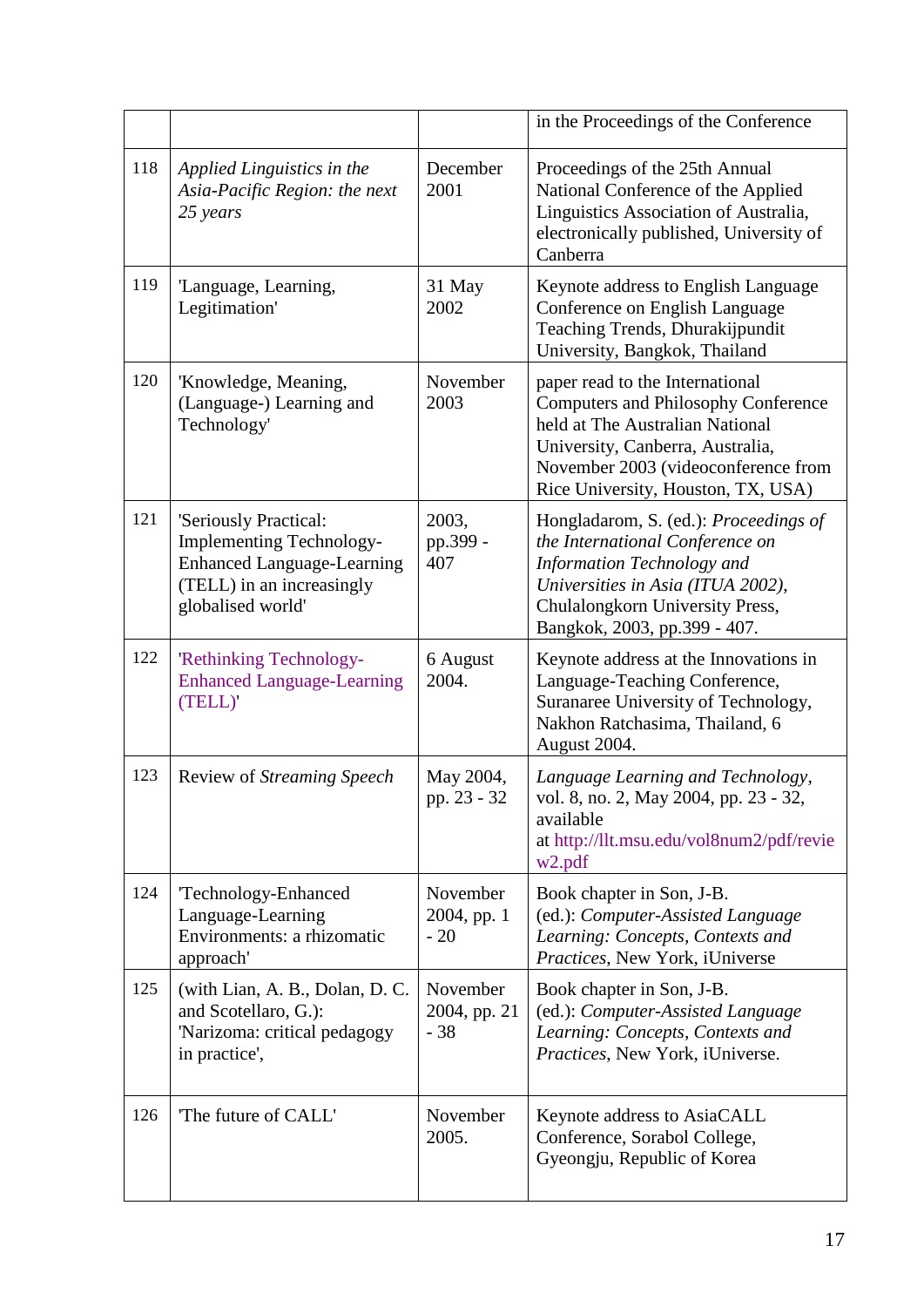| | | | |
|---|---|---|---|
| | | | in the Proceedings of the Conference |
| 118 | *Applied Linguistics in the Asia-Pacific Region: the next 25 years* | December 2001 | Proceedings of the 25th Annual National Conference of the Applied Linguistics Association of Australia, electronically published, University of Canberra |
| 119 | 'Language, Learning, Legitimation' | 31 May 2002 | Keynote address to English Language Conference on English Language Teaching Trends, Dhurakijpundit University, Bangkok, Thailand |
| 120 | 'Knowledge, Meaning, (Language-) Learning and Technology' | November 2003 | paper read to the International Computers and Philosophy Conference held at The Australian National University, Canberra, Australia, November 2003 (videoconference from Rice University, Houston, TX, USA) |
| 121 | 'Seriously Practical: Implementing Technology-Enhanced Language-Learning (TELL) in an increasingly globalised world' | 2003, pp.399 - 407 | Hongladarom, S. (ed.): *Proceedings of the International Conference on Information Technology and Universities in Asia (ITUA 2002)*, Chulalongkorn University Press, Bangkok, 2003, pp.399 - 407. |
| 122 | 'Rethinking Technology-Enhanced Language-Learning (TELL)' | 6 August 2004. | Keynote address at the Innovations in Language-Teaching Conference, Suranaree University of Technology, Nakhon Ratchasima, Thailand, 6 August 2004. |
| 123 | Review of *Streaming Speech* | May 2004, pp. 23 - 32 | *Language Learning and Technology*, vol. 8, no. 2, May 2004, pp. 23 - 32, available at http://llt.msu.edu/vol8num2/pdf/review2.pdf |
| 124 | 'Technology-Enhanced Language-Learning Environments: a rhizomatic approach' | November 2004, pp. 1 - 20 | Book chapter in Son, J-B. (ed.): *Computer-Assisted Language Learning: Concepts, Contexts and Practices*, New York, iUniverse |
| 125 | (with Lian, A. B., Dolan, D. C. and Scotellaro, G.): 'Narizoma: critical pedagogy in practice', | November 2004, pp. 21 - 38 | Book chapter in Son, J-B. (ed.): *Computer-Assisted Language Learning: Concepts, Contexts and Practices*, New York, iUniverse. |
| 126 | 'The future of CALL' | November 2005. | Keynote address to AsiaCALL Conference, Sorabol College, Gyeongju, Republic of Korea |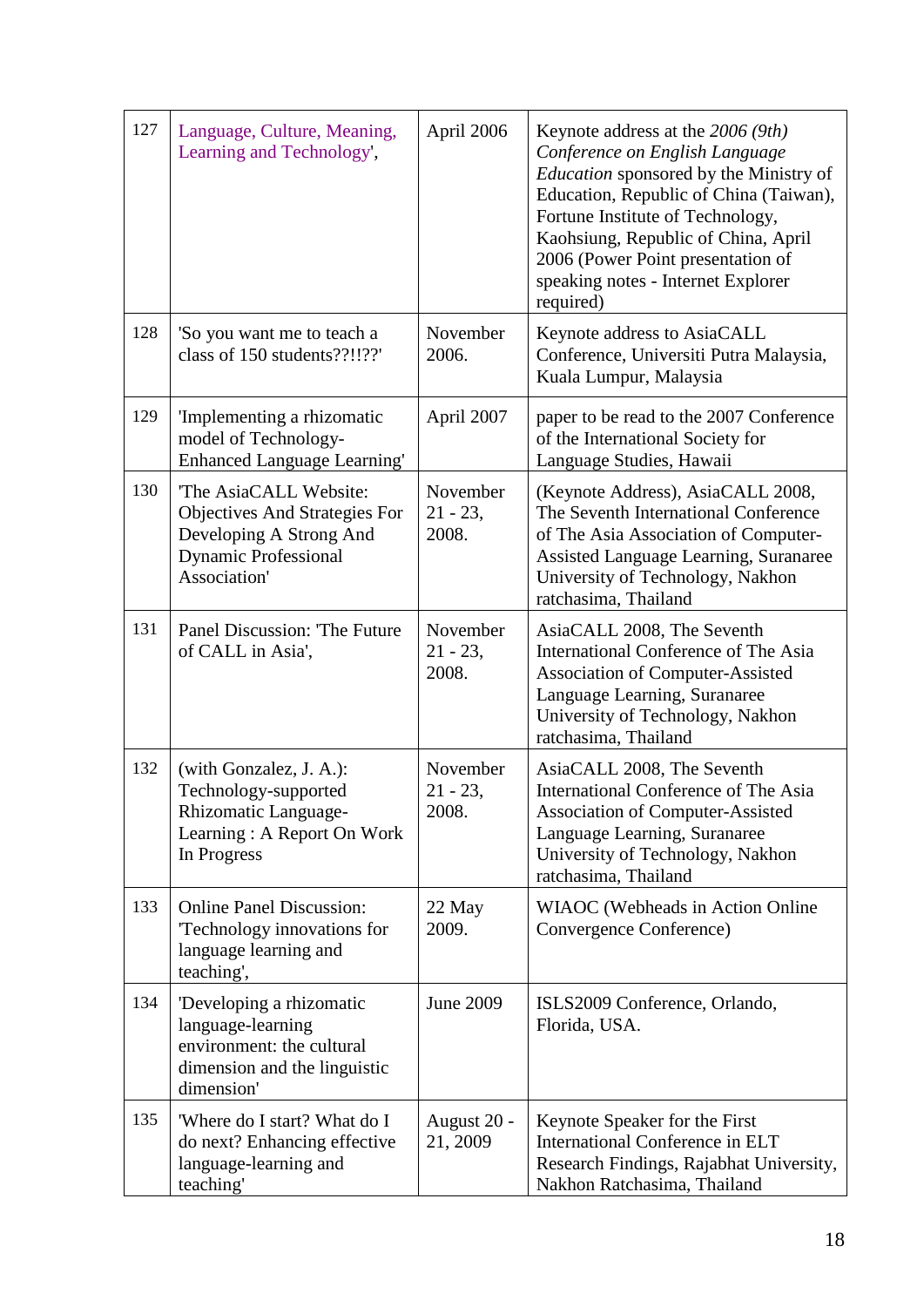| 127 | Language, Culture, Meaning, Learning and Technology', | April 2006 | Keynote address at the *2006 (9th) Conference on English Language Education* sponsored by the Ministry of Education, Republic of China (Taiwan), Fortune Institute of Technology, Kaohsiung, Republic of China, April 2006 (Power Point presentation of speaking notes - Internet Explorer required) |
|---|---|---|---|
| 128 | 'So you want me to teach a class of 150 students??!!??' | November 2006. | Keynote address to AsiaCALL Conference, Universiti Putra Malaysia, Kuala Lumpur, Malaysia |
| 129 | 'Implementing a rhizomatic model of Technology-Enhanced Language Learning' | April 2007 | paper to be read to the 2007 Conference of the International Society for Language Studies, Hawaii |
| 130 | 'The AsiaCALL Website: Objectives And Strategies For Developing A Strong And Dynamic Professional Association' | November 21 - 23, 2008. | (Keynote Address), AsiaCALL 2008, The Seventh International Conference of The Asia Association of Computer-Assisted Language Learning, Suranaree University of Technology, Nakhon ratchasima, Thailand |
| 131 | Panel Discussion: 'The Future of CALL in Asia', | November 21 - 23, 2008. | AsiaCALL 2008, The Seventh International Conference of The Asia Association of Computer-Assisted Language Learning, Suranaree University of Technology, Nakhon ratchasima, Thailand |
| 132 | (with Gonzalez, J. A.): Technology-supported Rhizomatic Language-Learning : A Report On Work In Progress | November 21 - 23, 2008. | AsiaCALL 2008, The Seventh International Conference of The Asia Association of Computer-Assisted Language Learning, Suranaree University of Technology, Nakhon ratchasima, Thailand |
| 133 | Online Panel Discussion: 'Technology innovations for language learning and teaching', | 22 May 2009. | WIAOC (Webheads in Action Online Convergence Conference) |
| 134 | 'Developing a rhizomatic language-learning environment: the cultural dimension and the linguistic dimension' | June 2009 | ISLS2009 Conference, Orlando, Florida, USA. |
| 135 | 'Where do I start? What do I do next? Enhancing effective language-learning and teaching' | August 20 - 21, 2009 | Keynote Speaker for the First International Conference in ELT Research Findings, Rajabhat University, Nakhon Ratchasima, Thailand |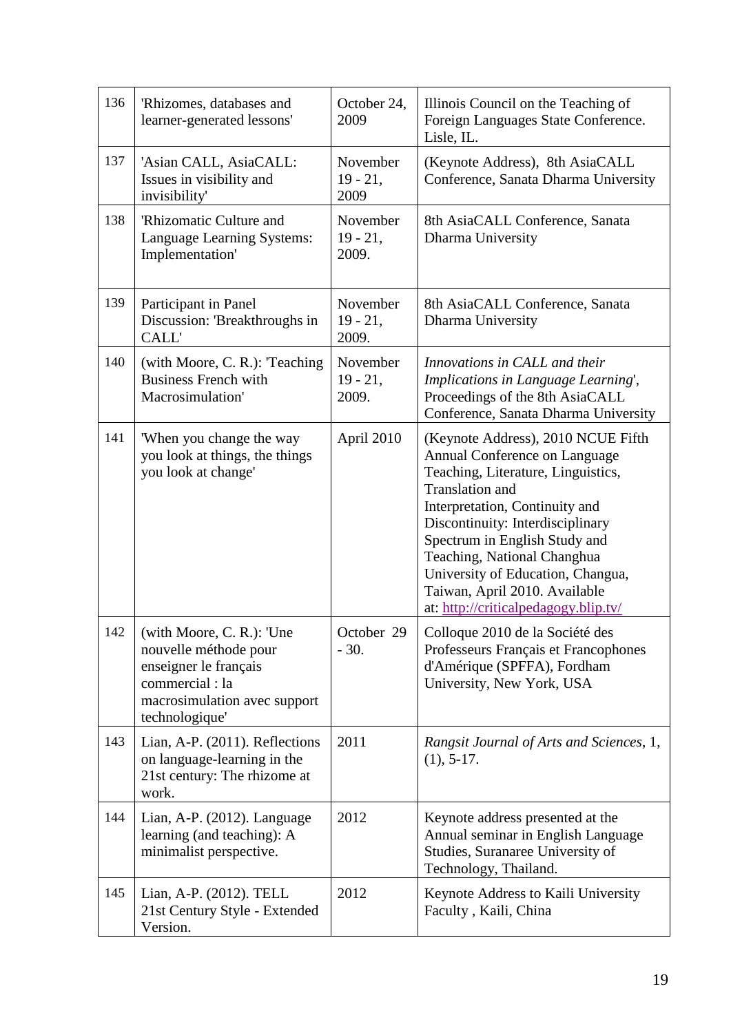| | | | |
|---|---|---|---|
| 136 | 'Rhizomes, databases and learner-generated lessons' | October 24, 2009 | Illinois Council on the Teaching of Foreign Languages State Conference. Lisle, IL. |
| 137 | 'Asian CALL, AsiaCALL: Issues in visibility and invisibility' | November 19 - 21, 2009 | (Keynote Address), 8th AsiaCALL Conference, Sanata Dharma University |
| 138 | 'Rhizomatic Culture and Language Learning Systems: Implementation' | November 19 - 21, 2009. | 8th AsiaCALL Conference, Sanata Dharma University |
| 139 | Participant in Panel Discussion: 'Breakthroughs in CALL' | November 19 - 21, 2009. | 8th AsiaCALL Conference, Sanata Dharma University |
| 140 | (with Moore, C. R.): 'Teaching Business French with Macrosimulation' | November 19 - 21, 2009. | *Innovations in CALL and their Implications in Language Learning*', Proceedings of the 8th AsiaCALL Conference, Sanata Dharma University |
| 141 | 'When you change the way you look at things, the things you look at change' | April 2010 | (Keynote Address), 2010 NCUE Fifth Annual Conference on Language Teaching, Literature, Linguistics, Translation and Interpretation, Continuity and Discontinuity: Interdisciplinary Spectrum in English Study and Teaching, National Changhua University of Education, Changua, Taiwan, April 2010. Available at: http://criticalpedagogy.blip.tv/ |
| 142 | (with Moore, C. R.): 'Une nouvelle méthode pour enseigner le français commercial : la macrosimulation avec support technologique' | October 29 - 30. | Colloque 2010 de la Société des Professeurs Français et Francophones d'Amérique (SPFFA), Fordham University, New York, USA |
| 143 | Lian, A-P. (2011). Reflections on language-learning in the 21st century: The rhizome at work. | 2011 | *Rangsit Journal of Arts and Sciences*, 1, (1), 5-17. |
| 144 | Lian, A-P. (2012). Language learning (and teaching): A minimalist perspective. | 2012 | Keynote address presented at the Annual seminar in English Language Studies, Suranaree University of Technology, Thailand. |
| 145 | Lian, A-P. (2012). TELL 21st Century Style - Extended Version. | 2012 | Keynote Address to Kaili University Faculty , Kaili, China |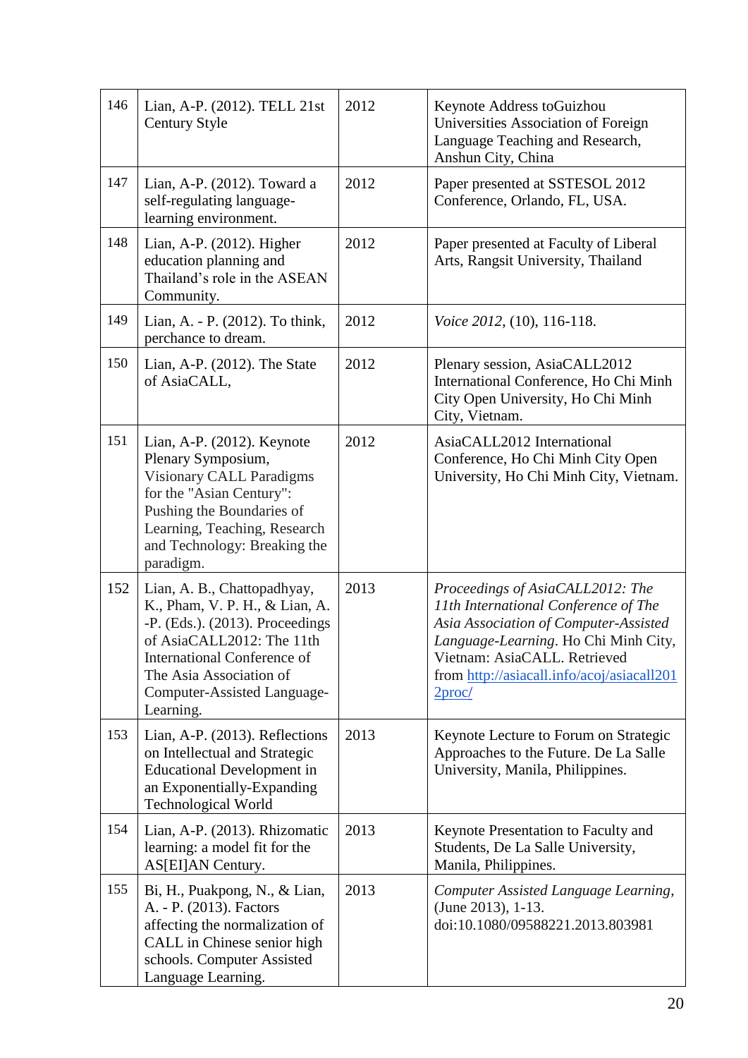| | | | |
|---|---|---|---|
| 146 | Lian, A-P. (2012). TELL 21st Century Style | 2012 | Keynote Address toGuizhou Universities Association of Foreign Language Teaching and Research, Anshun City, China |
| 147 | Lian, A-P. (2012). Toward a self-regulating language-learning environment. | 2012 | Paper presented at SSTESOL 2012 Conference, Orlando, FL, USA. |
| 148 | Lian, A-P. (2012). Higher education planning and Thailand's role in the ASEAN Community. | 2012 | Paper presented at Faculty of Liberal Arts, Rangsit University, Thailand |
| 149 | Lian, A. - P. (2012). To think, perchance to dream. | 2012 | *Voice 2012*, (10), 116-118. |
| 150 | Lian, A-P. (2012). The State of AsiaCALL, | 2012 | Plenary session, AsiaCALL2012 International Conference, Ho Chi Minh City Open University, Ho Chi Minh City, Vietnam. |
| 151 | Lian, A-P. (2012). Keynote Plenary Symposium, Visionary CALL Paradigms for the "Asian Century": Pushing the Boundaries of Learning, Teaching, Research and Technology: Breaking the paradigm. | 2012 | AsiaCALL2012 International Conference, Ho Chi Minh City Open University, Ho Chi Minh City, Vietnam. |
| 152 | Lian, A. B., Chattopadhyay, K., Pham, V. P. H., & Lian, A. -P. (Eds.). (2013). Proceedings of AsiaCALL2012: The 11th International Conference of The Asia Association of Computer-Assisted Language-Learning. | 2013 | *Proceedings of AsiaCALL2012: The 11th International Conference of The Asia Association of Computer-Assisted Language-Learning*. Ho Chi Minh City, Vietnam: AsiaCALL. Retrieved from [http://asiacall.info/acoj/asiacall2012proc/](http://asiacall.info/acoj/asiacall2012proc/) |
| 153 | Lian, A-P. (2013). Reflections on Intellectual and Strategic Educational Development in an Exponentially-Expanding Technological World | 2013 | Keynote Lecture to Forum on Strategic Approaches to the Future. De La Salle University, Manila, Philippines. |
| 154 | Lian, A-P. (2013). Rhizomatic learning: a model fit for the AS[EI]AN Century. | 2013 | Keynote Presentation to Faculty and Students, De La Salle University, Manila, Philippines. |
| 155 | Bi, H., Puakpong, N., & Lian, A. - P. (2013). Factors affecting the normalization of CALL in Chinese senior high schools. Computer Assisted Language Learning. | 2013 | *Computer Assisted Language Learning*, (June 2013), 1-13. doi:10.1080/09588221.2013.803981 |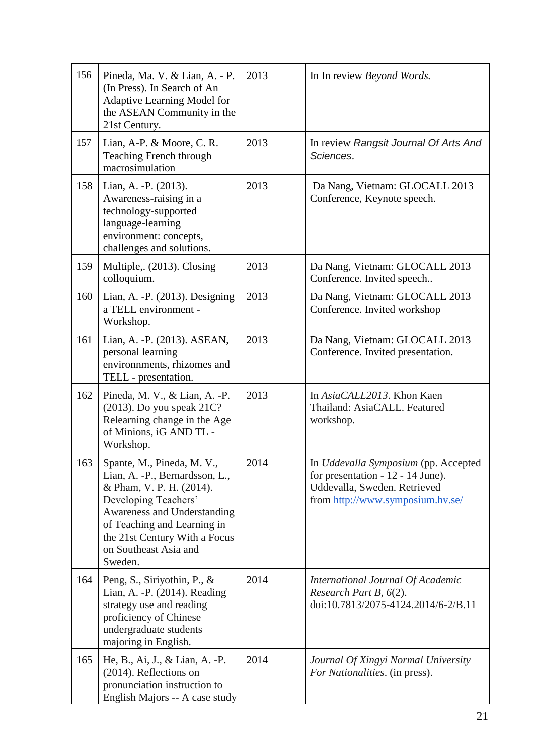| 156 | Pineda, Ma. V. & Lian, A. - P. (In Press). In Search of An Adaptive Learning Model for the ASEAN Community in the 21st Century. | 2013 | In In review *Beyond Words.* |
|---|---|---|---|
| 157 | Lian, A-P. & Moore, C. R. Teaching French through macrosimulation | 2013 | In review *Rangsit Journal Of Arts And Sciences*. |
| 158 | Lian, A. -P. (2013). Awareness-raising in a technology-supported language-learning environment: concepts, challenges and solutions. | 2013 | Da Nang, Vietnam: GLOCALL 2013 Conference, Keynote speech. |
| 159 | Multiple,. (2013). Closing colloquium. | 2013 | Da Nang, Vietnam: GLOCALL 2013 Conference. Invited speech.. |
| 160 | Lian, A. -P. (2013). Designing a TELL environment - Workshop. | 2013 | Da Nang, Vietnam: GLOCALL 2013 Conference. Invited workshop |
| 161 | Lian, A. -P. (2013). ASEAN, personal learning environnments, rhizomes and TELL - presentation. | 2013 | Da Nang, Vietnam: GLOCALL 2013 Conference. Invited presentation. |
| 162 | Pineda, M. V., & Lian, A. -P. (2013). Do you speak 21C? Relearning change in the Age of Minions, iG AND TL - Workshop. | 2013 | In *AsiaCALL2013*. Khon Kaen Thailand: AsiaCALL. Featured workshop. |
| 163 | Spante, M., Pineda, M. V., Lian, A. -P., Bernardsson, L., & Pham, V. P. H. (2014). Developing Teachers' Awareness and Understanding of Teaching and Learning in the 21st Century With a Focus on Southeast Asia and Sweden. | 2014 | In *Uddevalla Symposium* (pp. Accepted for presentation - 12 - 14 June). Uddevalla, Sweden. Retrieved from http://www.symposium.hv.se/ |
| 164 | Peng, S., Siriyothin, P., & Lian, A. -P. (2014). Reading strategy use and reading proficiency of Chinese undergraduate students majoring in English. | 2014 | *International Journal Of Academic Research Part B*, *6*(2). doi:10.7813/2075-4124.2014/6-2/B.11 |
| 165 | He, B., Ai, J., & Lian, A. -P. (2014). Reflections on pronunciation instruction to English Majors -- A case study | 2014 | *Journal Of Xingyi Normal University For Nationalities*. (in press). |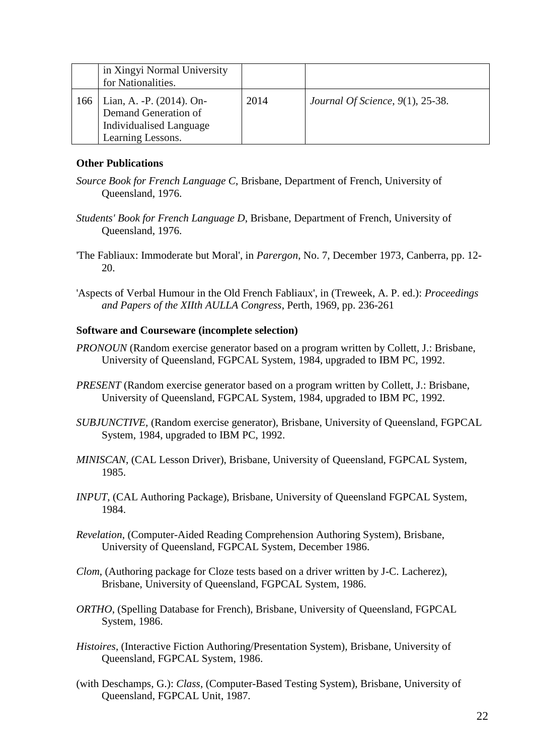|  | in Xingyi Normal University for Nationalities. |  |  |
| --- | --- | --- | --- |
| 166 | Lian, A. -P. (2014). On-Demand Generation of Individualised Language Learning Lessons. | 2014 | *Journal Of Science*, *9*(1), 25-38. |

**Other Publications**

*Source Book for French Language C*, Brisbane, Department of French, University of Queensland, 1976.

*Students' Book for French Language D*, Brisbane, Department of French, University of Queensland, 1976.

'The Fabliaux: Immoderate but Moral', in *Parergon*, No. 7, December 1973, Canberra, pp. 12-20.

'Aspects of Verbal Humour in the Old French Fabliaux', in (Treweek, A. P. ed.): *Proceedings and Papers of the XIIth AULLA Congress*, Perth, 1969, pp. 236-261

**Software and Courseware (incomplete selection)**

*PRONOUN* (Random exercise generator based on a program written by Collett, J.: Brisbane, University of Queensland, FGPCAL System, 1984, upgraded to IBM PC, 1992.

*PRESENT* (Random exercise generator based on a program written by Collett, J.: Brisbane, University of Queensland, FGPCAL System, 1984, upgraded to IBM PC, 1992.

*SUBJUNCTIVE,* (Random exercise generator), Brisbane, University of Queensland, FGPCAL System, 1984, upgraded to IBM PC, 1992.

*MINISCAN*, (CAL Lesson Driver), Brisbane, University of Queensland, FGPCAL System, 1985.

*INPUT*, (CAL Authoring Package), Brisbane, University of Queensland FGPCAL System, 1984.

*Revelation*, (Computer-Aided Reading Comprehension Authoring System), Brisbane, University of Queensland, FGPCAL System, December 1986.

*Clom*, (Authoring package for Cloze tests based on a driver written by J-C. Lacherez), Brisbane, University of Queensland, FGPCAL System, 1986.

*ORTHO*, (Spelling Database for French), Brisbane, University of Queensland, FGPCAL System, 1986.

*Histoires*, (Interactive Fiction Authoring/Presentation System), Brisbane, University of Queensland, FGPCAL System, 1986.

(with Deschamps, G.): *Class*, (Computer-Based Testing System), Brisbane, University of Queensland, FGPCAL Unit, 1987.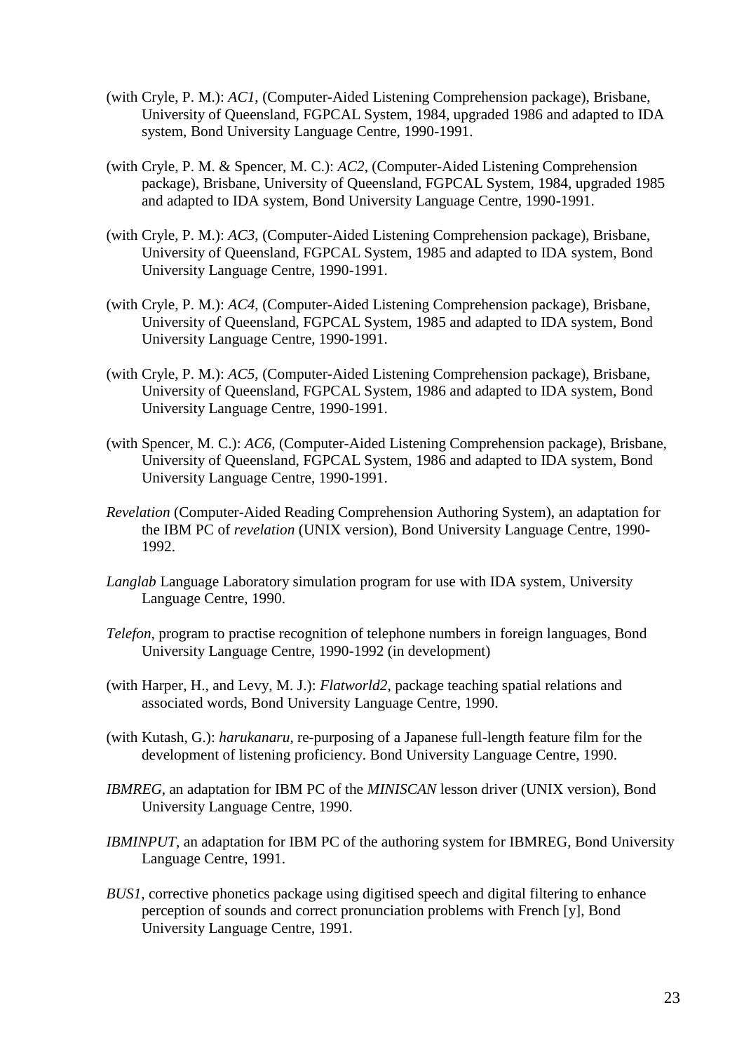(with Cryle, P. M.): *AC1*, (Computer-Aided Listening Comprehension package), Brisbane, University of Queensland, FGPCAL System, 1984, upgraded 1986 and adapted to IDA system, Bond University Language Centre, 1990-1991.

(with Cryle, P. M. & Spencer, M. C.): *AC2*, (Computer-Aided Listening Comprehension package), Brisbane, University of Queensland, FGPCAL System, 1984, upgraded 1985 and adapted to IDA system, Bond University Language Centre, 1990-1991.

(with Cryle, P. M.): *AC3*, (Computer-Aided Listening Comprehension package), Brisbane, University of Queensland, FGPCAL System, 1985 and adapted to IDA system, Bond University Language Centre, 1990-1991.

(with Cryle, P. M.): *AC4*, (Computer-Aided Listening Comprehension package), Brisbane, University of Queensland, FGPCAL System, 1985 and adapted to IDA system, Bond University Language Centre, 1990-1991.

(with Cryle, P. M.): *AC5*, (Computer-Aided Listening Comprehension package), Brisbane, University of Queensland, FGPCAL System, 1986 and adapted to IDA system, Bond University Language Centre, 1990-1991.

(with Spencer, M. C.): *AC6*, (Computer-Aided Listening Comprehension package), Brisbane, University of Queensland, FGPCAL System, 1986 and adapted to IDA system, Bond University Language Centre, 1990-1991.

*Revelation* (Computer-Aided Reading Comprehension Authoring System), an adaptation for the IBM PC of *revelation* (UNIX version), Bond University Language Centre, 1990-1992.

*Langlab* Language Laboratory simulation program for use with IDA system, University Language Centre, 1990.

*Telefon*, program to practise recognition of telephone numbers in foreign languages, Bond University Language Centre, 1990-1992 (in development)

(with Harper, H., and Levy, M. J.): *Flatworld2*, package teaching spatial relations and associated words, Bond University Language Centre, 1990.

(with Kutash, G.): *harukanaru*, re-purposing of a Japanese full-length feature film for the development of listening proficiency. Bond University Language Centre, 1990.

*IBMREG*, an adaptation for IBM PC of the *MINISCAN* lesson driver (UNIX version), Bond University Language Centre, 1990.

*IBMINPUT*, an adaptation for IBM PC of the authoring system for IBMREG, Bond University Language Centre, 1991.

*BUS1*, corrective phonetics package using digitised speech and digital filtering to enhance perception of sounds and correct pronunciation problems with French [y], Bond University Language Centre, 1991.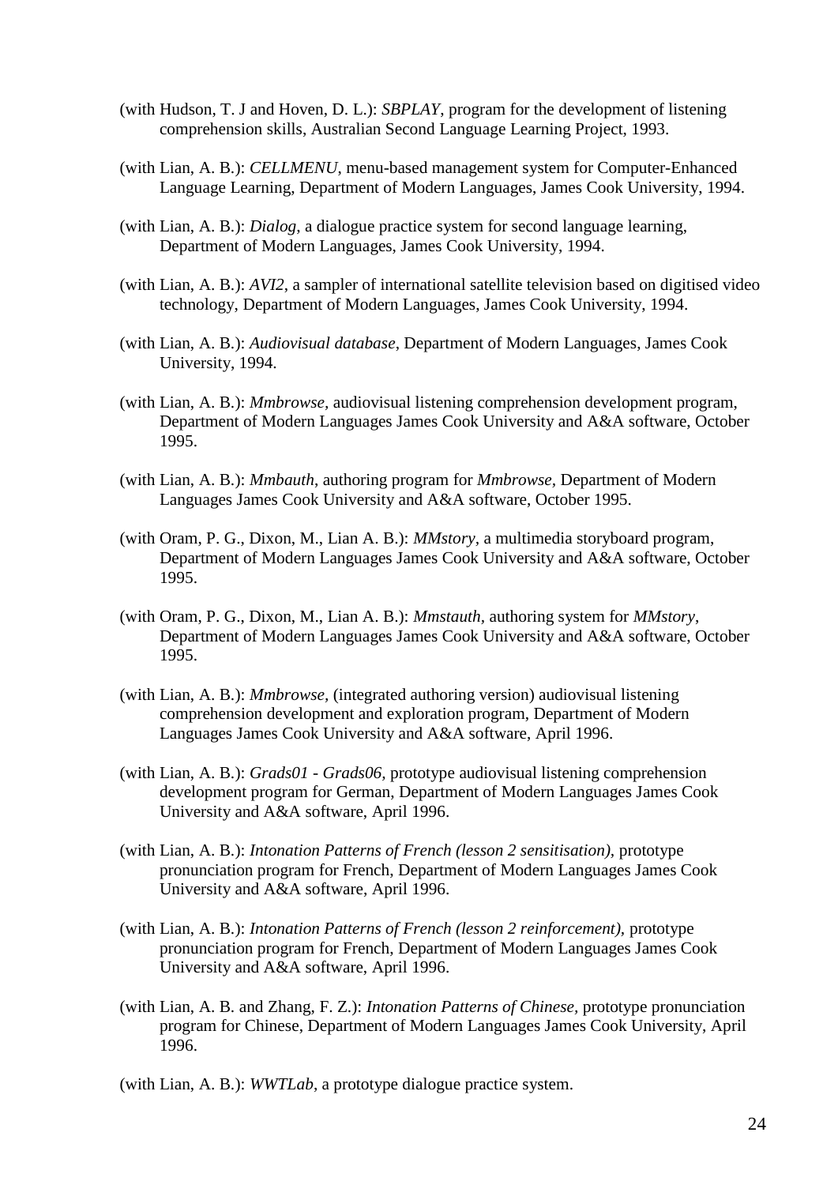(with Hudson, T. J and Hoven, D. L.): *SBPLAY*, program for the development of listening comprehension skills, Australian Second Language Learning Project, 1993.

(with Lian, A. B.): *CELLMENU*, menu-based management system for Computer-Enhanced Language Learning, Department of Modern Languages, James Cook University, 1994.

(with Lian, A. B.): *Dialog*, a dialogue practice system for second language learning, Department of Modern Languages, James Cook University, 1994.

(with Lian, A. B.): *AVI2*, a sampler of international satellite television based on digitised video technology, Department of Modern Languages, James Cook University, 1994.

(with Lian, A. B.): *Audiovisual database*, Department of Modern Languages, James Cook University, 1994.

(with Lian, A. B.): *Mmbrowse*, audiovisual listening comprehension development program, Department of Modern Languages James Cook University and A&A software, October 1995.

(with Lian, A. B.): *Mmbauth*, authoring program for *Mmbrowse*, Department of Modern Languages James Cook University and A&A software, October 1995.

(with Oram, P. G., Dixon, M., Lian A. B.): *MMstory*, a multimedia storyboard program, Department of Modern Languages James Cook University and A&A software, October 1995.

(with Oram, P. G., Dixon, M., Lian A. B.): *Mmstauth*, authoring system for *MMstory*, Department of Modern Languages James Cook University and A&A software, October 1995.

(with Lian, A. B.): *Mmbrowse,* (integrated authoring version) audiovisual listening comprehension development and exploration program, Department of Modern Languages James Cook University and A&A software, April 1996.

(with Lian, A. B.): *Grads01 - Grads06,* prototype audiovisual listening comprehension development program for German, Department of Modern Languages James Cook University and A&A software, April 1996.

(with Lian, A. B.): *Intonation Patterns of French (lesson 2 sensitisation),* prototype pronunciation program for French, Department of Modern Languages James Cook University and A&A software, April 1996.

(with Lian, A. B.): *Intonation Patterns of French (lesson 2 reinforcement),* prototype pronunciation program for French, Department of Modern Languages James Cook University and A&A software, April 1996.

(with Lian, A. B. and Zhang, F. Z.): *Intonation Patterns of Chinese*, prototype pronunciation program for Chinese, Department of Modern Languages James Cook University, April 1996.

(with Lian, A. B.): *WWTLab*, a prototype dialogue practice system.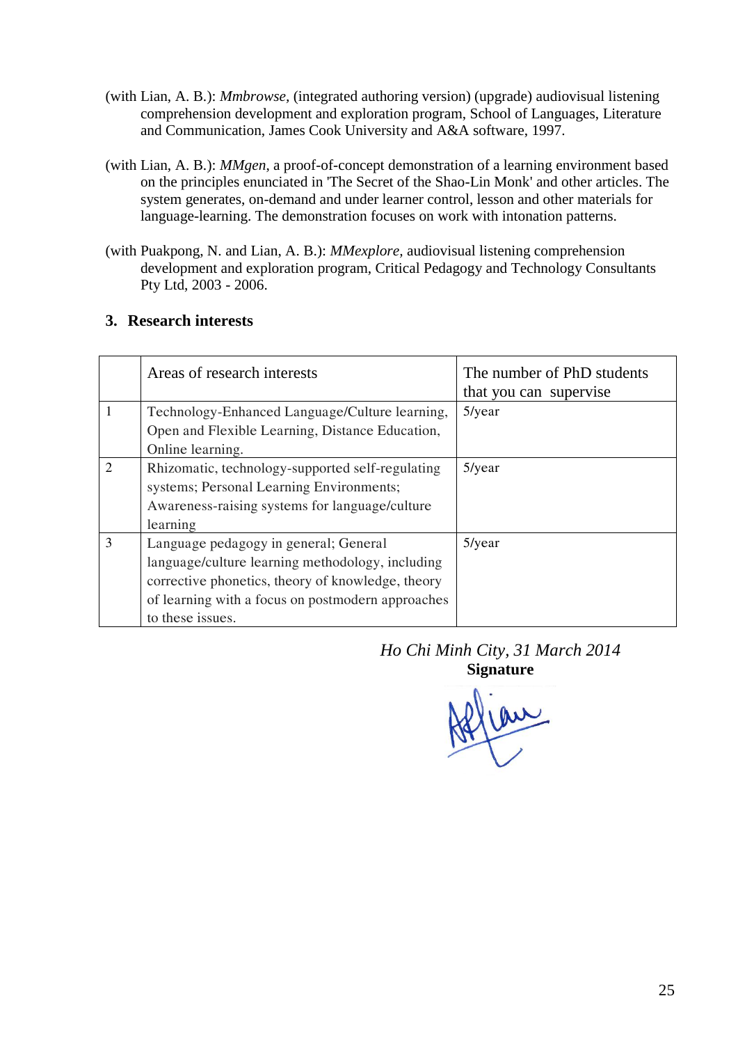(with Lian, A. B.): *Mmbrowse,* (integrated authoring version) (upgrade) audiovisual listening comprehension development and exploration program, School of Languages, Literature and Communication, James Cook University and A&A software, 1997.

(with Lian, A. B.): *MMgen*, a proof-of-concept demonstration of a learning environment based on the principles enunciated in 'The Secret of the Shao-Lin Monk' and other articles. The system generates, on-demand and under learner control, lesson and other materials for language-learning. The demonstration focuses on work with intonation patterns.

(with Puakpong, N. and Lian, A. B.): *MMexplore*, audiovisual listening comprehension development and exploration program, Critical Pedagogy and Technology Consultants Pty Ltd, 2003 - 2006.

## 3. Research interests

| | Areas of research interests | The number of PhD students that you can supervise |
|---|---|---|
| 1 | Technology-Enhanced Language/Culture learning, Open and Flexible Learning, Distance Education, Online learning. | 5/year |
| 2 | Rhizomatic, technology-supported self-regulating systems; Personal Learning Environments; Awareness-raising systems for language/culture learning | 5/year |
| 3 | Language pedagogy in general; General language/culture learning methodology, including corrective phonetics, theory of knowledge, theory of learning with a focus on postmodern approaches to these issues. | 5/year |

*Ho Chi Minh City, 31 March 2014*

**Signature**